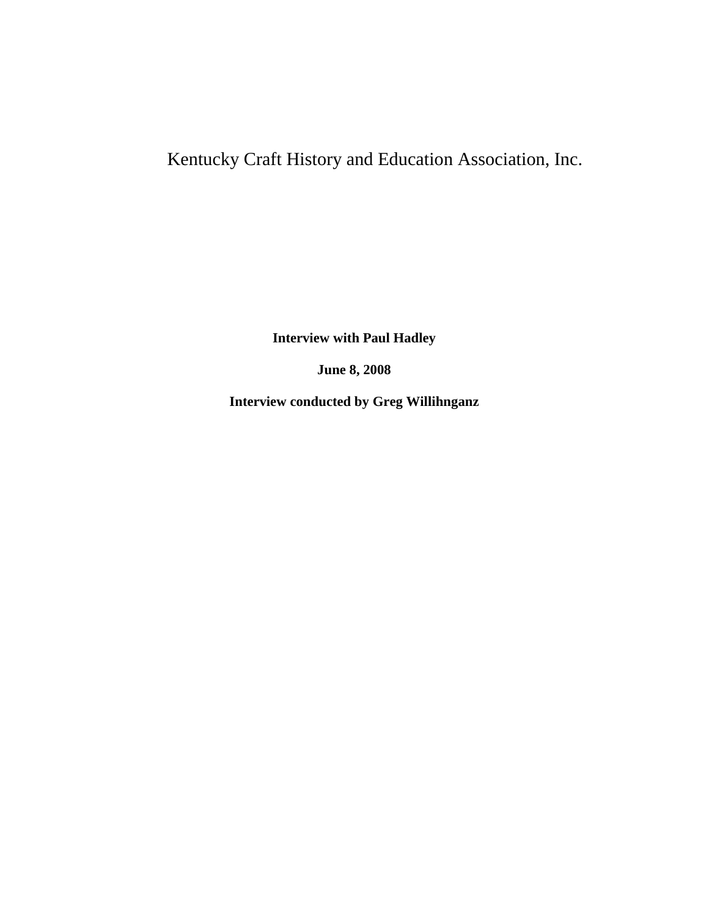Kentucky Craft History and Education Association, Inc.

**Interview with Paul Hadley**

**June 8, 2008**

**Interview conducted by Greg Willihnganz**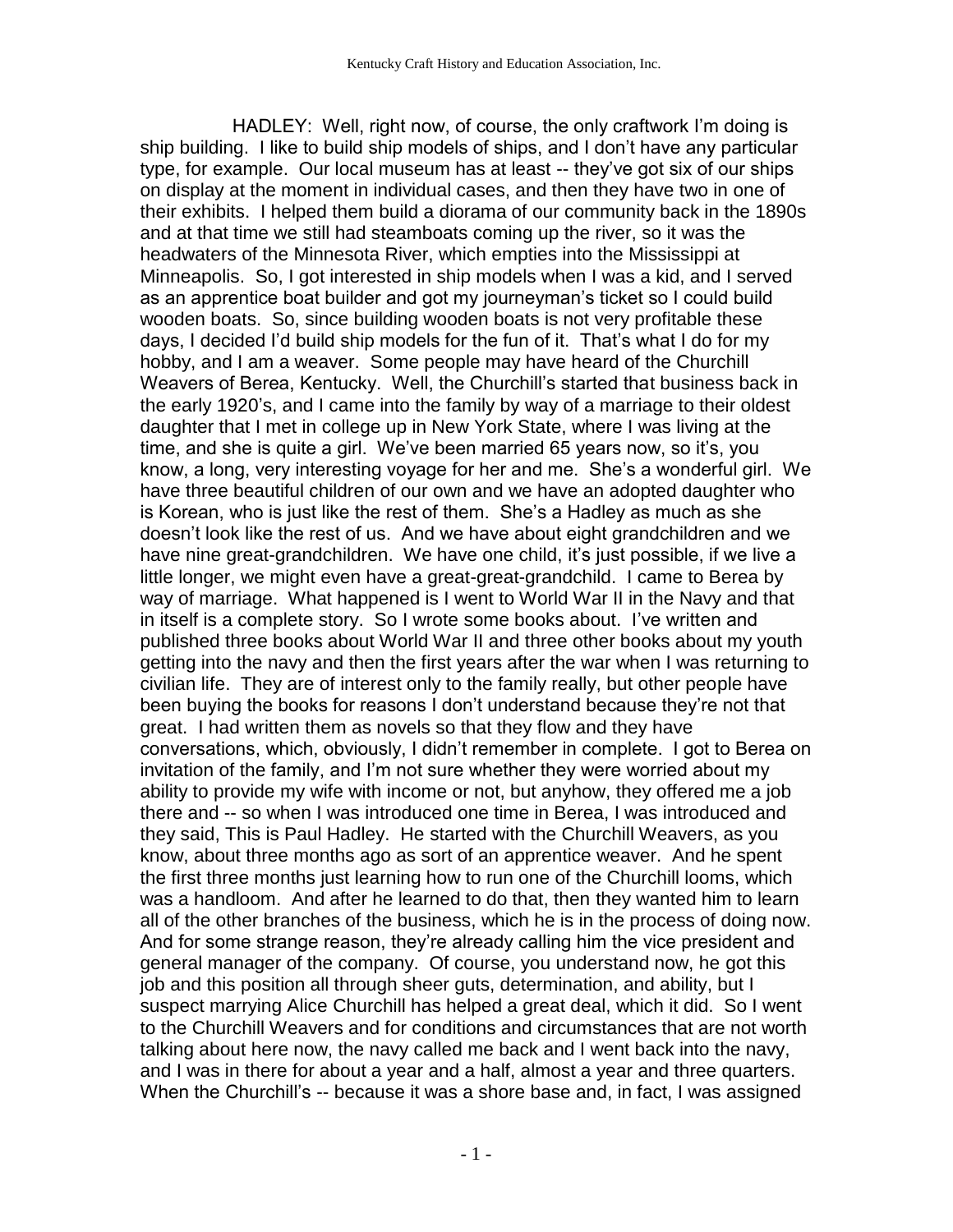HADLEY: Well, right now, of course, the only craftwork I'm doing is ship building. I like to build ship models of ships, and I don't have any particular type, for example. Our local museum has at least -- they've got six of our ships on display at the moment in individual cases, and then they have two in one of their exhibits. I helped them build a diorama of our community back in the 1890s and at that time we still had steamboats coming up the river, so it was the headwaters of the Minnesota River, which empties into the Mississippi at Minneapolis. So, I got interested in ship models when I was a kid, and I served as an apprentice boat builder and got my journeyman's ticket so I could build wooden boats. So, since building wooden boats is not very profitable these days, I decided I'd build ship models for the fun of it. That's what I do for my hobby, and I am a weaver. Some people may have heard of the Churchill Weavers of Berea, Kentucky. Well, the Churchill's started that business back in the early 1920's, and I came into the family by way of a marriage to their oldest daughter that I met in college up in New York State, where I was living at the time, and she is quite a girl. We've been married 65 years now, so it's, you know, a long, very interesting voyage for her and me. She's a wonderful girl. We have three beautiful children of our own and we have an adopted daughter who is Korean, who is just like the rest of them. She's a Hadley as much as she doesn't look like the rest of us. And we have about eight grandchildren and we have nine great-grandchildren. We have one child, it's just possible, if we live a little longer, we might even have a great-great-grandchild. I came to Berea by way of marriage. What happened is I went to World War II in the Navy and that in itself is a complete story. So I wrote some books about. I've written and published three books about World War II and three other books about my youth getting into the navy and then the first years after the war when I was returning to civilian life. They are of interest only to the family really, but other people have been buying the books for reasons I don't understand because they're not that great. I had written them as novels so that they flow and they have conversations, which, obviously, I didn't remember in complete. I got to Berea on invitation of the family, and I'm not sure whether they were worried about my ability to provide my wife with income or not, but anyhow, they offered me a job there and -- so when I was introduced one time in Berea, I was introduced and they said, This is Paul Hadley. He started with the Churchill Weavers, as you know, about three months ago as sort of an apprentice weaver. And he spent the first three months just learning how to run one of the Churchill looms, which was a handloom. And after he learned to do that, then they wanted him to learn all of the other branches of the business, which he is in the process of doing now. And for some strange reason, they're already calling him the vice president and general manager of the company. Of course, you understand now, he got this job and this position all through sheer guts, determination, and ability, but I suspect marrying Alice Churchill has helped a great deal, which it did. So I went to the Churchill Weavers and for conditions and circumstances that are not worth talking about here now, the navy called me back and I went back into the navy, and I was in there for about a year and a half, almost a year and three quarters. When the Churchill's -- because it was a shore base and, in fact, I was assigned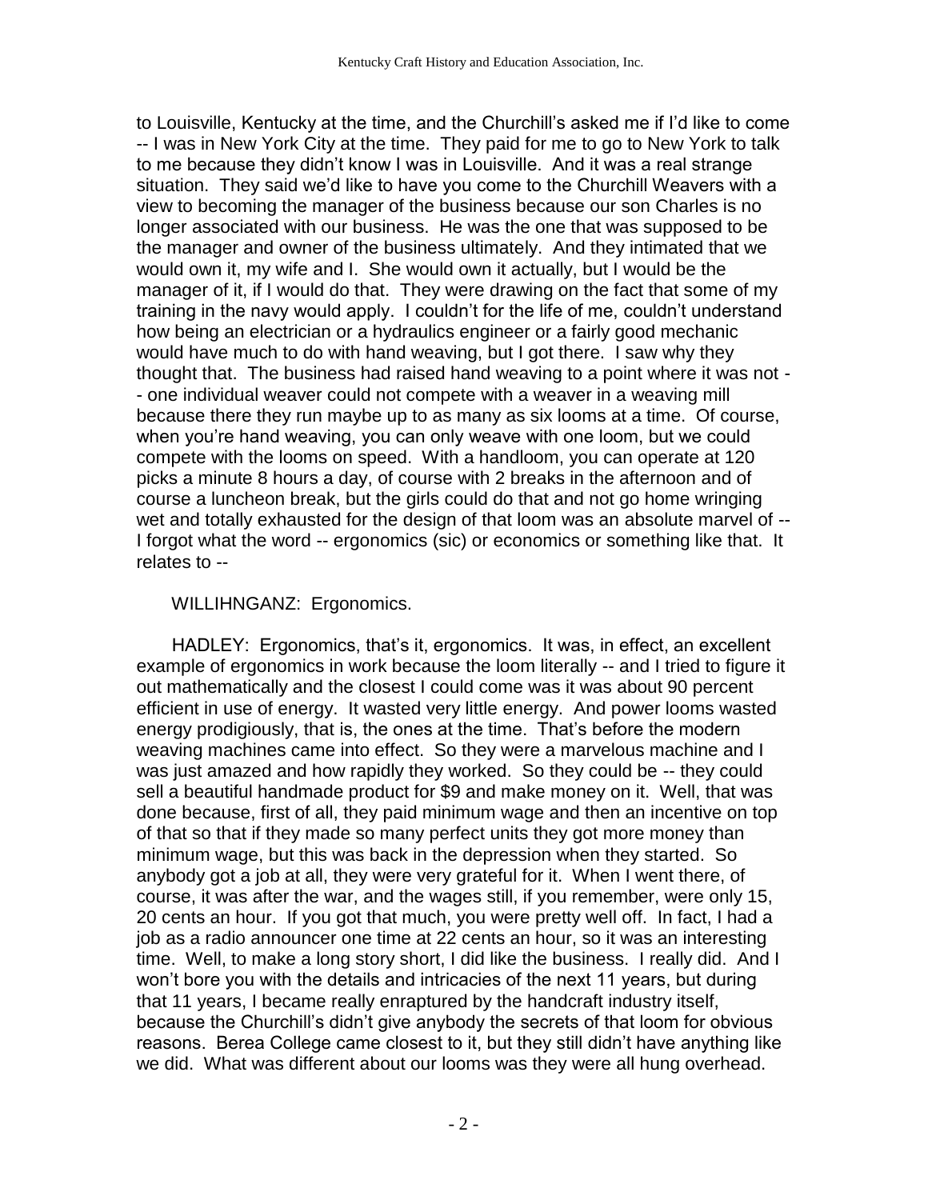to Louisville, Kentucky at the time, and the Churchill's asked me if I'd like to come -- I was in New York City at the time. They paid for me to go to New York to talk to me because they didn't know I was in Louisville. And it was a real strange situation. They said we'd like to have you come to the Churchill Weavers with a view to becoming the manager of the business because our son Charles is no longer associated with our business. He was the one that was supposed to be the manager and owner of the business ultimately. And they intimated that we would own it, my wife and I. She would own it actually, but I would be the manager of it, if I would do that. They were drawing on the fact that some of my training in the navy would apply. I couldn't for the life of me, couldn't understand how being an electrician or a hydraulics engineer or a fairly good mechanic would have much to do with hand weaving, but I got there. I saw why they thought that. The business had raised hand weaving to a point where it was not -- one individual weaver could not compete with a weaver in a weaving mill because there they run maybe up to as many as six looms at a time. Of course, when you're hand weaving, you can only weave with one loom, but we could compete with the looms on speed. With a handloom, you can operate at 120 picks a minute 8 hours a day, of course with 2 breaks in the afternoon and of course a luncheon break, but the girls could do that and not go home wringing wet and totally exhausted for the design of that loom was an absolute marvel of -- I forgot what the word -- ergonomics (sic) or economics or something like that. It relates to --

WILLIHNGANZ: Ergonomics.

HADLEY: Ergonomics, that's it, ergonomics. It was, in effect, an excellent example of ergonomics in work because the loom literally -- and I tried to figure it out mathematically and the closest I could come was it was about 90 percent efficient in use of energy. It wasted very little energy. And power looms wasted energy prodigiously, that is, the ones at the time. That's before the modern weaving machines came into effect. So they were a marvelous machine and I was just amazed and how rapidly they worked. So they could be -- they could sell a beautiful handmade product for $9 and make money on it. Well, that was done because, first of all, they paid minimum wage and then an incentive on top of that so that if they made so many perfect units they got more money than minimum wage, but this was back in the depression when they started. So anybody got a job at all, they were very grateful for it. When I went there, of course, it was after the war, and the wages still, if you remember, were only 15, 20 cents an hour. If you got that much, you were pretty well off. In fact, I had a job as a radio announcer one time at 22 cents an hour, so it was an interesting time. Well, to make a long story short, I did like the business. I really did. And I won't bore you with the details and intricacies of the next 11 years, but during that 11 years, I became really enraptured by the handcraft industry itself, because the Churchill's didn't give anybody the secrets of that loom for obvious reasons. Berea College came closest to it, but they still didn't have anything like we did. What was different about our looms was they were all hung overhead.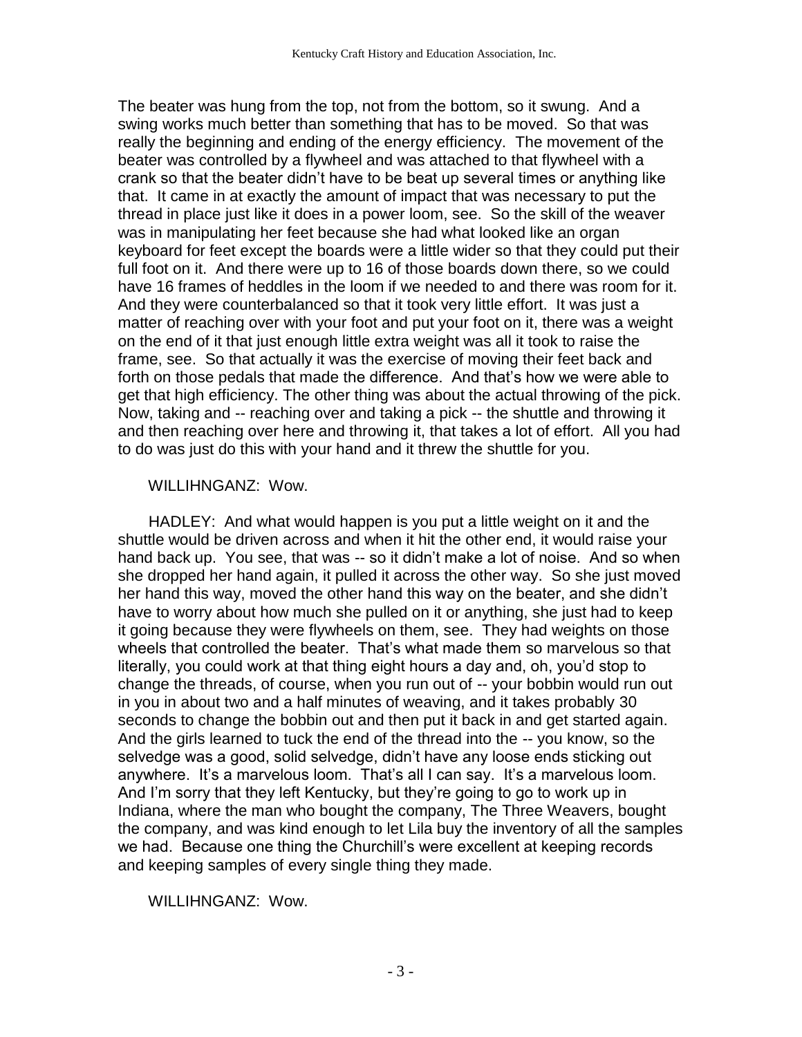The beater was hung from the top, not from the bottom, so it swung. And a swing works much better than something that has to be moved. So that was really the beginning and ending of the energy efficiency. The movement of the beater was controlled by a flywheel and was attached to that flywheel with a crank so that the beater didn't have to be beat up several times or anything like that. It came in at exactly the amount of impact that was necessary to put the thread in place just like it does in a power loom, see. So the skill of the weaver was in manipulating her feet because she had what looked like an organ keyboard for feet except the boards were a little wider so that they could put their full foot on it. And there were up to 16 of those boards down there, so we could have 16 frames of heddles in the loom if we needed to and there was room for it. And they were counterbalanced so that it took very little effort. It was just a matter of reaching over with your foot and put your foot on it, there was a weight on the end of it that just enough little extra weight was all it took to raise the frame, see. So that actually it was the exercise of moving their feet back and forth on those pedals that made the difference. And that's how we were able to get that high efficiency. The other thing was about the actual throwing of the pick. Now, taking and -- reaching over and taking a pick -- the shuttle and throwing it and then reaching over here and throwing it, that takes a lot of effort. All you had to do was just do this with your hand and it threw the shuttle for you.

WILLIHNGANZ: Wow.

HADLEY: And what would happen is you put a little weight on it and the shuttle would be driven across and when it hit the other end, it would raise your hand back up. You see, that was -- so it didn't make a lot of noise. And so when she dropped her hand again, it pulled it across the other way. So she just moved her hand this way, moved the other hand this way on the beater, and she didn't have to worry about how much she pulled on it or anything, she just had to keep it going because they were flywheels on them, see. They had weights on those wheels that controlled the beater. That's what made them so marvelous so that literally, you could work at that thing eight hours a day and, oh, you'd stop to change the threads, of course, when you run out of -- your bobbin would run out in you in about two and a half minutes of weaving, and it takes probably 30 seconds to change the bobbin out and then put it back in and get started again. And the girls learned to tuck the end of the thread into the -- you know, so the selvedge was a good, solid selvedge, didn't have any loose ends sticking out anywhere. It's a marvelous loom. That's all I can say. It's a marvelous loom. And I'm sorry that they left Kentucky, but they're going to go to work up in Indiana, where the man who bought the company, The Three Weavers, bought the company, and was kind enough to let Lila buy the inventory of all the samples we had. Because one thing the Churchill's were excellent at keeping records and keeping samples of every single thing they made.

WILLIHNGANZ: Wow.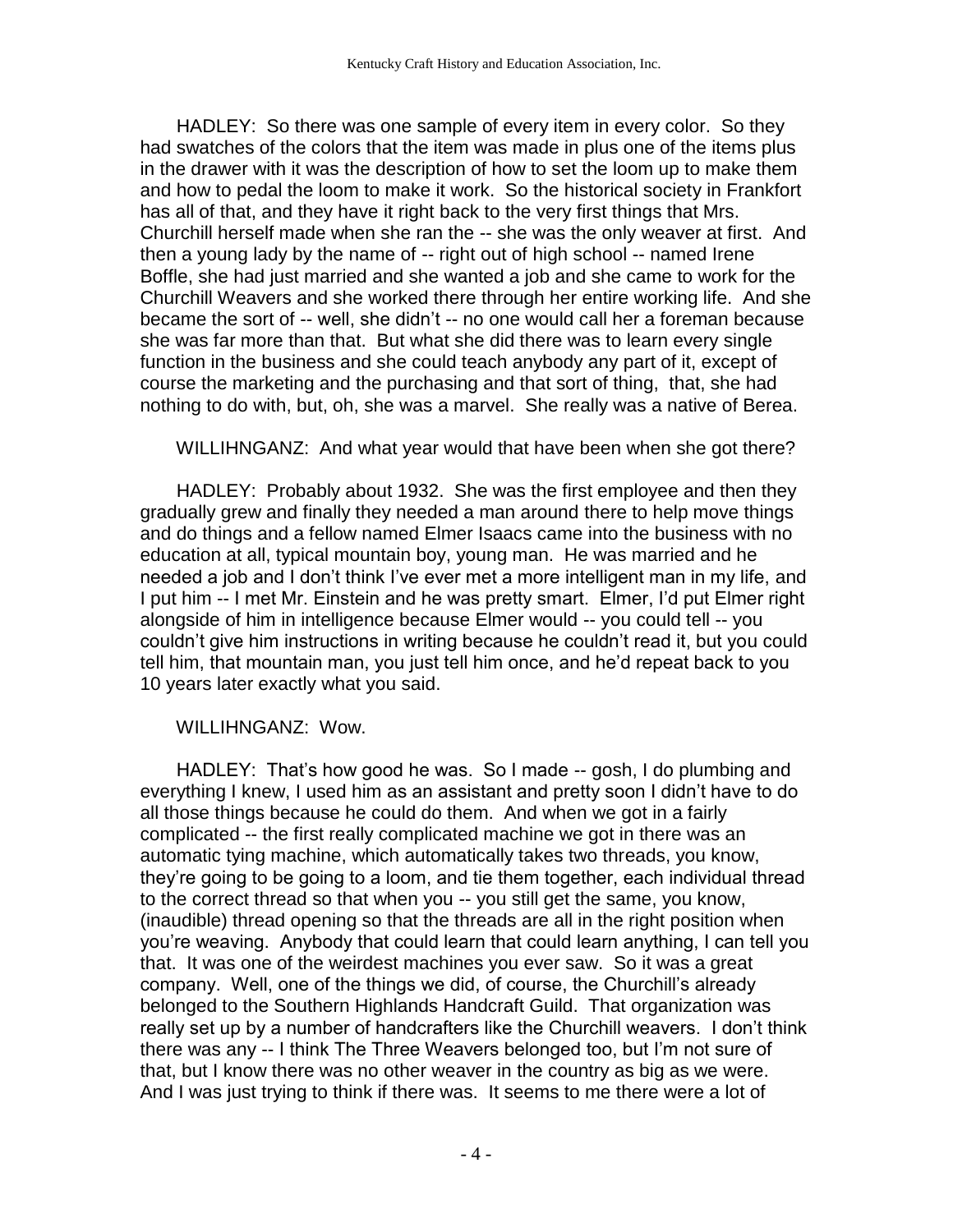HADLEY: So there was one sample of every item in every color. So they had swatches of the colors that the item was made in plus one of the items plus in the drawer with it was the description of how to set the loom up to make them and how to pedal the loom to make it work. So the historical society in Frankfort has all of that, and they have it right back to the very first things that Mrs. Churchill herself made when she ran the -- she was the only weaver at first. And then a young lady by the name of -- right out of high school -- named Irene Boffle, she had just married and she wanted a job and she came to work for the Churchill Weavers and she worked there through her entire working life. And she became the sort of -- well, she didn't -- no one would call her a foreman because she was far more than that. But what she did there was to learn every single function in the business and she could teach anybody any part of it, except of course the marketing and the purchasing and that sort of thing, that, she had nothing to do with, but, oh, she was a marvel. She really was a native of Berea.

WILLIHNGANZ: And what year would that have been when she got there?

HADLEY: Probably about 1932. She was the first employee and then they gradually grew and finally they needed a man around there to help move things and do things and a fellow named Elmer Isaacs came into the business with no education at all, typical mountain boy, young man. He was married and he needed a job and I don't think I've ever met a more intelligent man in my life, and I put him -- I met Mr. Einstein and he was pretty smart. Elmer, I'd put Elmer right alongside of him in intelligence because Elmer would -- you could tell -- you couldn't give him instructions in writing because he couldn't read it, but you could tell him, that mountain man, you just tell him once, and he'd repeat back to you 10 years later exactly what you said.

WILLIHNGANZ: Wow.

HADLEY: That's how good he was. So I made -- gosh, I do plumbing and everything I knew, I used him as an assistant and pretty soon I didn't have to do all those things because he could do them. And when we got in a fairly complicated -- the first really complicated machine we got in there was an automatic tying machine, which automatically takes two threads, you know, they're going to be going to a loom, and tie them together, each individual thread to the correct thread so that when you -- you still get the same, you know, (inaudible) thread opening so that the threads are all in the right position when you're weaving. Anybody that could learn that could learn anything, I can tell you that. It was one of the weirdest machines you ever saw. So it was a great company. Well, one of the things we did, of course, the Churchill's already belonged to the Southern Highlands Handcraft Guild. That organization was really set up by a number of handcrafters like the Churchill weavers. I don't think there was any -- I think The Three Weavers belonged too, but I'm not sure of that, but I know there was no other weaver in the country as big as we were. And I was just trying to think if there was. It seems to me there were a lot of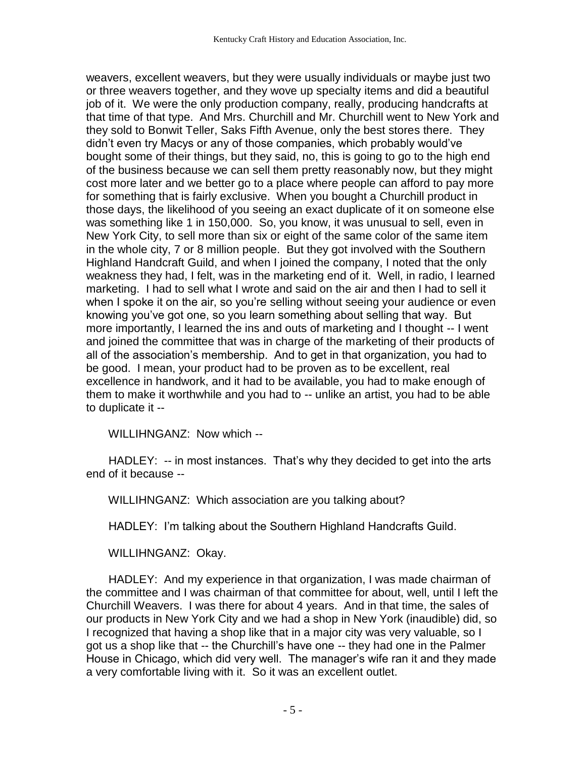weavers, excellent weavers, but they were usually individuals or maybe just two or three weavers together, and they wove up specialty items and did a beautiful job of it. We were the only production company, really, producing handcrafts at that time of that type. And Mrs. Churchill and Mr. Churchill went to New York and they sold to Bonwit Teller, Saks Fifth Avenue, only the best stores there. They didn't even try Macys or any of those companies, which probably would've bought some of their things, but they said, no, this is going to go to the high end of the business because we can sell them pretty reasonably now, but they might cost more later and we better go to a place where people can afford to pay more for something that is fairly exclusive. When you bought a Churchill product in those days, the likelihood of you seeing an exact duplicate of it on someone else was something like 1 in 150,000. So, you know, it was unusual to sell, even in New York City, to sell more than six or eight of the same color of the same item in the whole city, 7 or 8 million people. But they got involved with the Southern Highland Handcraft Guild, and when I joined the company, I noted that the only weakness they had, I felt, was in the marketing end of it. Well, in radio, I learned marketing. I had to sell what I wrote and said on the air and then I had to sell it when I spoke it on the air, so you're selling without seeing your audience or even knowing you've got one, so you learn something about selling that way. But more importantly, I learned the ins and outs of marketing and I thought -- I went and joined the committee that was in charge of the marketing of their products of all of the association's membership. And to get in that organization, you had to be good. I mean, your product had to be proven as to be excellent, real excellence in handwork, and it had to be available, you had to make enough of them to make it worthwhile and you had to -- unlike an artist, you had to be able to duplicate it --

WILLIHNGANZ: Now which --

HADLEY: -- in most instances. That's why they decided to get into the arts end of it because --

WILLIHNGANZ: Which association are you talking about?

HADLEY: I'm talking about the Southern Highland Handcrafts Guild.

WILLIHNGANZ: Okay.

HADLEY: And my experience in that organization, I was made chairman of the committee and I was chairman of that committee for about, well, until I left the Churchill Weavers. I was there for about 4 years. And in that time, the sales of our products in New York City and we had a shop in New York (inaudible) did, so I recognized that having a shop like that in a major city was very valuable, so I got us a shop like that -- the Churchill's have one -- they had one in the Palmer House in Chicago, which did very well. The manager's wife ran it and they made a very comfortable living with it. So it was an excellent outlet.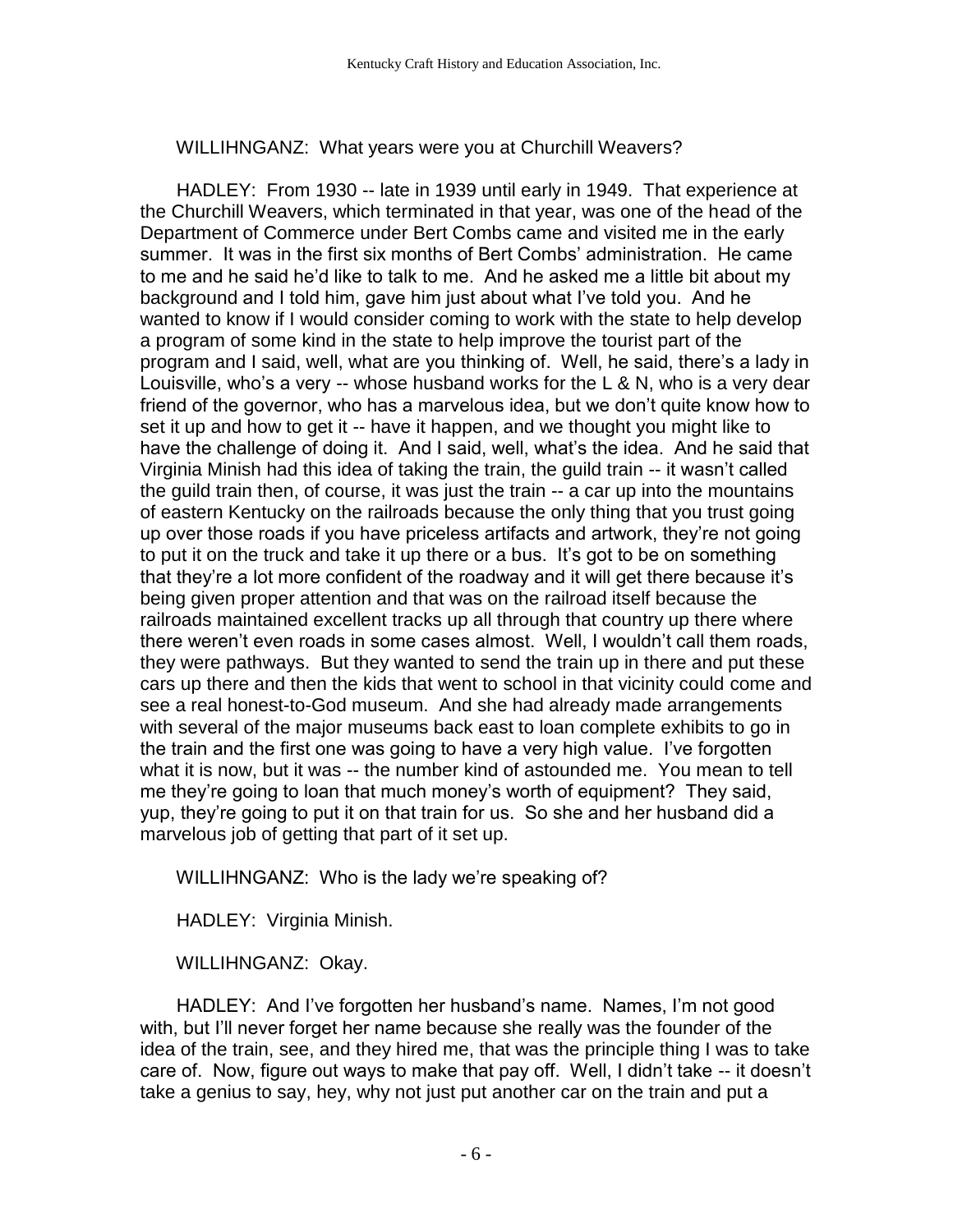WILLIHNGANZ: What years were you at Churchill Weavers?

HADLEY: From 1930 -- late in 1939 until early in 1949. That experience at the Churchill Weavers, which terminated in that year, was one of the head of the Department of Commerce under Bert Combs came and visited me in the early summer. It was in the first six months of Bert Combs' administration. He came to me and he said he'd like to talk to me. And he asked me a little bit about my background and I told him, gave him just about what I've told you. And he wanted to know if I would consider coming to work with the state to help develop a program of some kind in the state to help improve the tourist part of the program and I said, well, what are you thinking of. Well, he said, there's a lady in Louisville, who's a very -- whose husband works for the L & N, who is a very dear friend of the governor, who has a marvelous idea, but we don't quite know how to set it up and how to get it -- have it happen, and we thought you might like to have the challenge of doing it. And I said, well, what's the idea. And he said that Virginia Minish had this idea of taking the train, the guild train -- it wasn't called the guild train then, of course, it was just the train -- a car up into the mountains of eastern Kentucky on the railroads because the only thing that you trust going up over those roads if you have priceless artifacts and artwork, they're not going to put it on the truck and take it up there or a bus. It's got to be on something that they're a lot more confident of the roadway and it will get there because it's being given proper attention and that was on the railroad itself because the railroads maintained excellent tracks up all through that country up there where there weren't even roads in some cases almost. Well, I wouldn't call them roads, they were pathways. But they wanted to send the train up in there and put these cars up there and then the kids that went to school in that vicinity could come and see a real honest-to-God museum. And she had already made arrangements with several of the major museums back east to loan complete exhibits to go in the train and the first one was going to have a very high value. I've forgotten what it is now, but it was -- the number kind of astounded me. You mean to tell me they're going to loan that much money's worth of equipment? They said, yup, they're going to put it on that train for us. So she and her husband did a marvelous job of getting that part of it set up.

WILLIHNGANZ: Who is the lady we're speaking of?

HADLEY: Virginia Minish.

WILLIHNGANZ: Okay.

HADLEY: And I've forgotten her husband's name. Names, I'm not good with, but I'll never forget her name because she really was the founder of the idea of the train, see, and they hired me, that was the principle thing I was to take care of. Now, figure out ways to make that pay off. Well, I didn't take -- it doesn't take a genius to say, hey, why not just put another car on the train and put a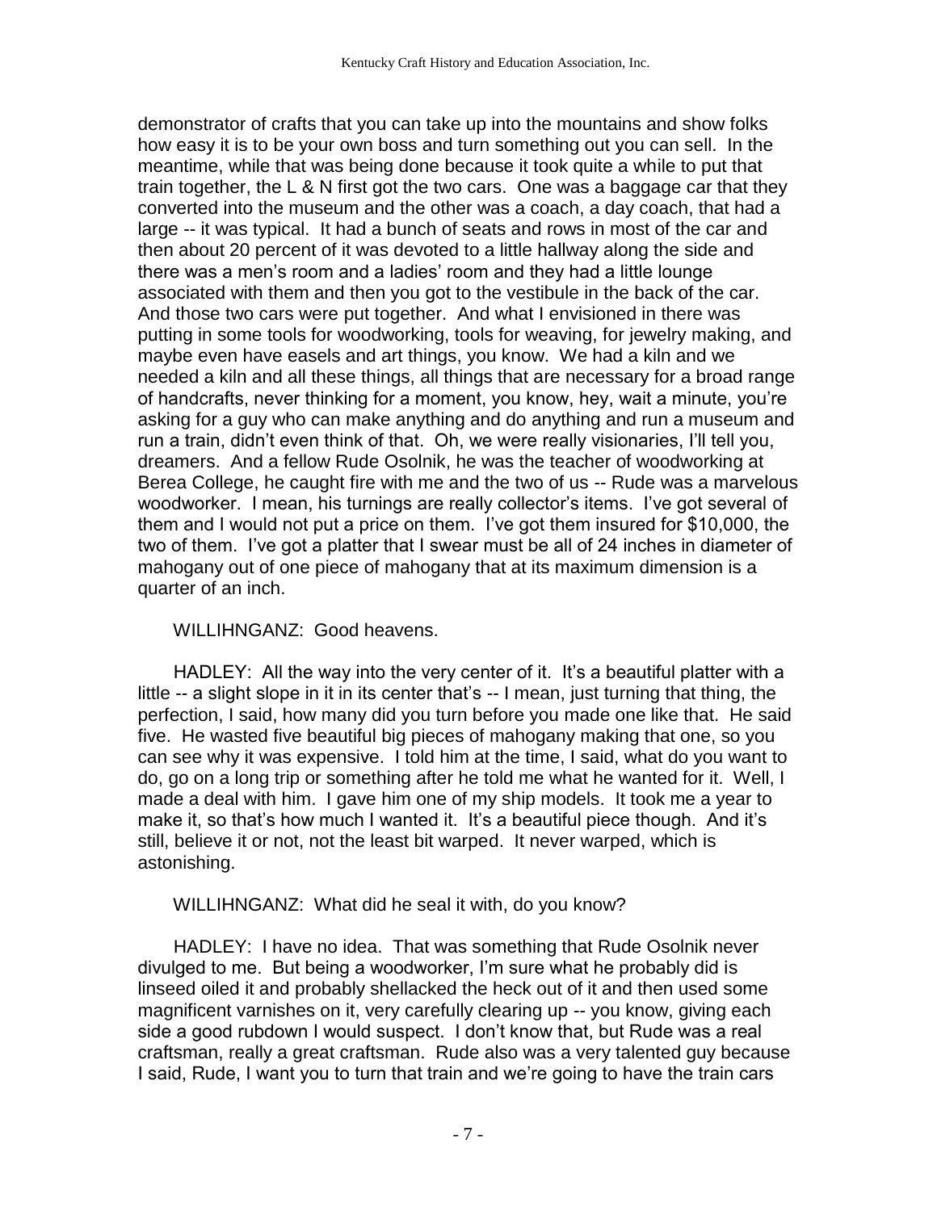demonstrator of crafts that you can take up into the mountains and show folks how easy it is to be your own boss and turn something out you can sell. In the meantime, while that was being done because it took quite a while to put that train together, the L & N first got the two cars. One was a baggage car that they converted into the museum and the other was a coach, a day coach, that had a large -- it was typical. It had a bunch of seats and rows in most of the car and then about 20 percent of it was devoted to a little hallway along the side and there was a men's room and a ladies' room and they had a little lounge associated with them and then you got to the vestibule in the back of the car. And those two cars were put together. And what I envisioned in there was putting in some tools for woodworking, tools for weaving, for jewelry making, and maybe even have easels and art things, you know. We had a kiln and we needed a kiln and all these things, all things that are necessary for a broad range of handcrafts, never thinking for a moment, you know, hey, wait a minute, you're asking for a guy who can make anything and do anything and run a museum and run a train, didn't even think of that. Oh, we were really visionaries, I'll tell you, dreamers. And a fellow Rude Osolnik, he was the teacher of woodworking at Berea College, he caught fire with me and the two of us -- Rude was a marvelous woodworker. I mean, his turnings are really collector's items. I've got several of them and I would not put a price on them. I've got them insured for $10,000, the two of them. I've got a platter that I swear must be all of 24 inches in diameter of mahogany out of one piece of mahogany that at its maximum dimension is a quarter of an inch.

WILLIHNGANZ: Good heavens.

HADLEY: All the way into the very center of it. It's a beautiful platter with a little -- a slight slope in it in its center that's -- I mean, just turning that thing, the perfection, I said, how many did you turn before you made one like that. He said five. He wasted five beautiful big pieces of mahogany making that one, so you can see why it was expensive. I told him at the time, I said, what do you want to do, go on a long trip or something after he told me what he wanted for it. Well, I made a deal with him. I gave him one of my ship models. It took me a year to make it, so that's how much I wanted it. It's a beautiful piece though. And it's still, believe it or not, not the least bit warped. It never warped, which is astonishing.

WILLIHNGANZ: What did he seal it with, do you know?

HADLEY: I have no idea. That was something that Rude Osolnik never divulged to me. But being a woodworker, I'm sure what he probably did is linseed oiled it and probably shellacked the heck out of it and then used some magnificent varnishes on it, very carefully clearing up -- you know, giving each side a good rubdown I would suspect. I don't know that, but Rude was a real craftsman, really a great craftsman. Rude also was a very talented guy because I said, Rude, I want you to turn that train and we're going to have the train cars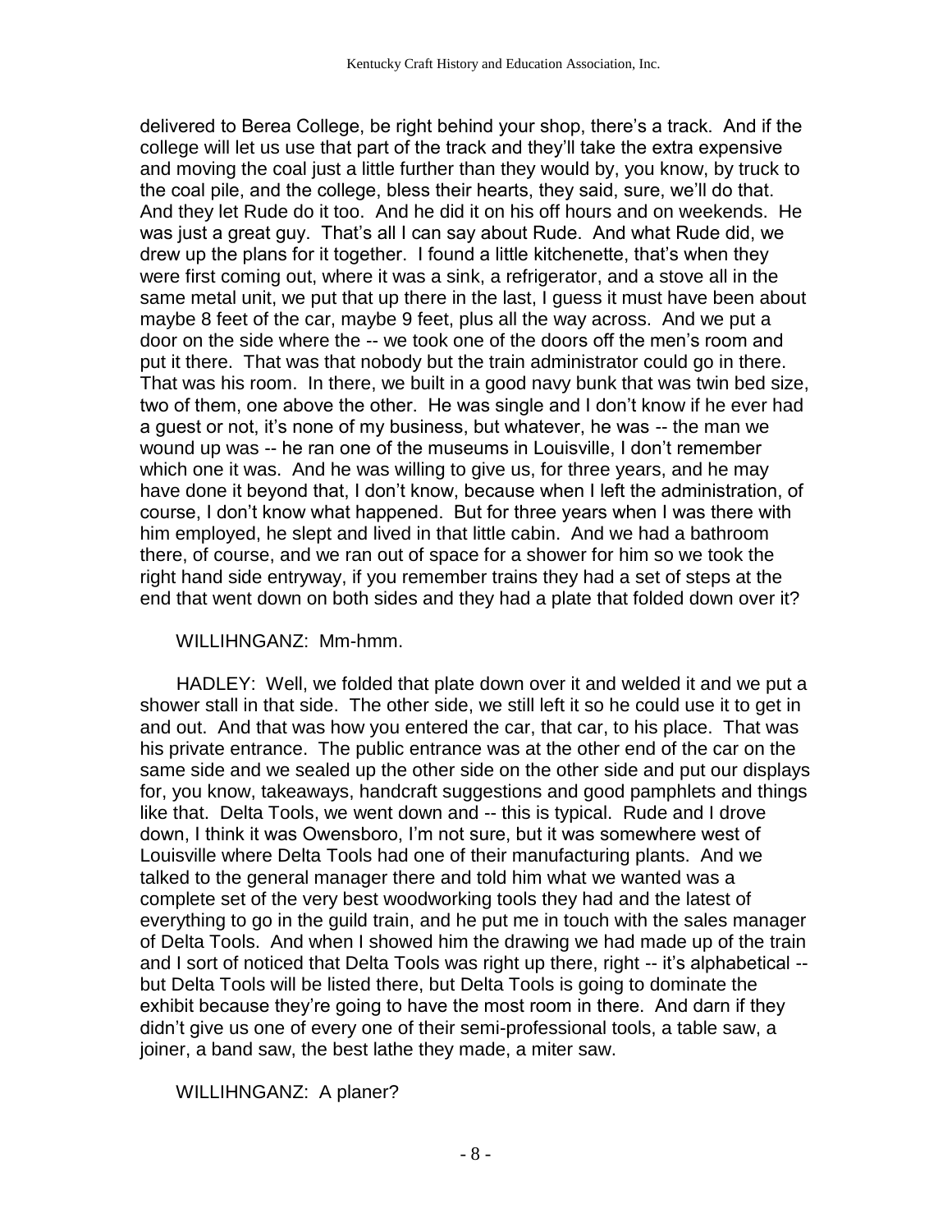delivered to Berea College, be right behind your shop, there's a track. And if the college will let us use that part of the track and they'll take the extra expensive and moving the coal just a little further than they would by, you know, by truck to the coal pile, and the college, bless their hearts, they said, sure, we'll do that. And they let Rude do it too. And he did it on his off hours and on weekends. He was just a great guy. That's all I can say about Rude. And what Rude did, we drew up the plans for it together. I found a little kitchenette, that's when they were first coming out, where it was a sink, a refrigerator, and a stove all in the same metal unit, we put that up there in the last, I guess it must have been about maybe 8 feet of the car, maybe 9 feet, plus all the way across. And we put a door on the side where the -- we took one of the doors off the men's room and put it there. That was that nobody but the train administrator could go in there. That was his room. In there, we built in a good navy bunk that was twin bed size, two of them, one above the other. He was single and I don't know if he ever had a guest or not, it's none of my business, but whatever, he was -- the man we wound up was -- he ran one of the museums in Louisville, I don't remember which one it was. And he was willing to give us, for three years, and he may have done it beyond that, I don't know, because when I left the administration, of course, I don't know what happened. But for three years when I was there with him employed, he slept and lived in that little cabin. And we had a bathroom there, of course, and we ran out of space for a shower for him so we took the right hand side entryway, if you remember trains they had a set of steps at the end that went down on both sides and they had a plate that folded down over it?

WILLIHNGANZ: Mm-hmm.

HADLEY: Well, we folded that plate down over it and welded it and we put a shower stall in that side. The other side, we still left it so he could use it to get in and out. And that was how you entered the car, that car, to his place. That was his private entrance. The public entrance was at the other end of the car on the same side and we sealed up the other side on the other side and put our displays for, you know, takeaways, handcraft suggestions and good pamphlets and things like that. Delta Tools, we went down and -- this is typical. Rude and I drove down, I think it was Owensboro, I'm not sure, but it was somewhere west of Louisville where Delta Tools had one of their manufacturing plants. And we talked to the general manager there and told him what we wanted was a complete set of the very best woodworking tools they had and the latest of everything to go in the guild train, and he put me in touch with the sales manager of Delta Tools. And when I showed him the drawing we had made up of the train and I sort of noticed that Delta Tools was right up there, right -- it's alphabetical -- but Delta Tools will be listed there, but Delta Tools is going to dominate the exhibit because they're going to have the most room in there. And darn if they didn't give us one of every one of their semi-professional tools, a table saw, a joiner, a band saw, the best lathe they made, a miter saw.

WILLIHNGANZ: A planer?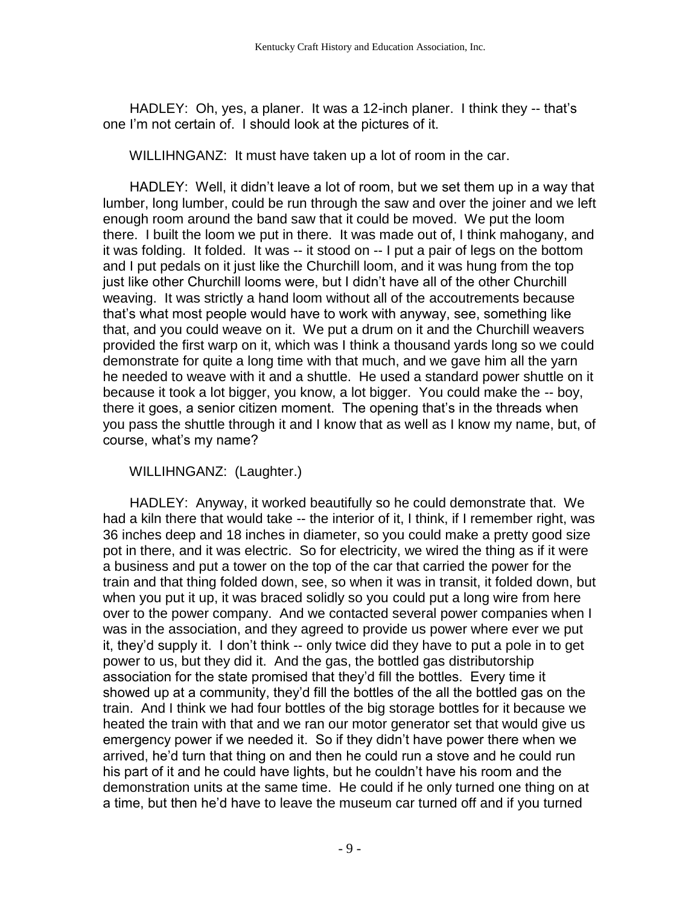HADLEY: Oh, yes, a planer. It was a 12-inch planer. I think they -- that's one I'm not certain of. I should look at the pictures of it.

WILLIHNGANZ: It must have taken up a lot of room in the car.

HADLEY: Well, it didn't leave a lot of room, but we set them up in a way that lumber, long lumber, could be run through the saw and over the joiner and we left enough room around the band saw that it could be moved. We put the loom there. I built the loom we put in there. It was made out of, I think mahogany, and it was folding. It folded. It was -- it stood on -- I put a pair of legs on the bottom and I put pedals on it just like the Churchill loom, and it was hung from the top just like other Churchill looms were, but I didn't have all of the other Churchill weaving. It was strictly a hand loom without all of the accoutrements because that's what most people would have to work with anyway, see, something like that, and you could weave on it. We put a drum on it and the Churchill weavers provided the first warp on it, which was I think a thousand yards long so we could demonstrate for quite a long time with that much, and we gave him all the yarn he needed to weave with it and a shuttle. He used a standard power shuttle on it because it took a lot bigger, you know, a lot bigger. You could make the -- boy, there it goes, a senior citizen moment. The opening that's in the threads when you pass the shuttle through it and I know that as well as I know my name, but, of course, what's my name?

WILLIHNGANZ: (Laughter.)

HADLEY: Anyway, it worked beautifully so he could demonstrate that. We had a kiln there that would take -- the interior of it, I think, if I remember right, was 36 inches deep and 18 inches in diameter, so you could make a pretty good size pot in there, and it was electric. So for electricity, we wired the thing as if it were a business and put a tower on the top of the car that carried the power for the train and that thing folded down, see, so when it was in transit, it folded down, but when you put it up, it was braced solidly so you could put a long wire from here over to the power company. And we contacted several power companies when I was in the association, and they agreed to provide us power where ever we put it, they'd supply it. I don't think -- only twice did they have to put a pole in to get power to us, but they did it. And the gas, the bottled gas distributorship association for the state promised that they'd fill the bottles. Every time it showed up at a community, they'd fill the bottles of the all the bottled gas on the train. And I think we had four bottles of the big storage bottles for it because we heated the train with that and we ran our motor generator set that would give us emergency power if we needed it. So if they didn't have power there when we arrived, he'd turn that thing on and then he could run a stove and he could run his part of it and he could have lights, but he couldn't have his room and the demonstration units at the same time. He could if he only turned one thing on at a time, but then he'd have to leave the museum car turned off and if you turned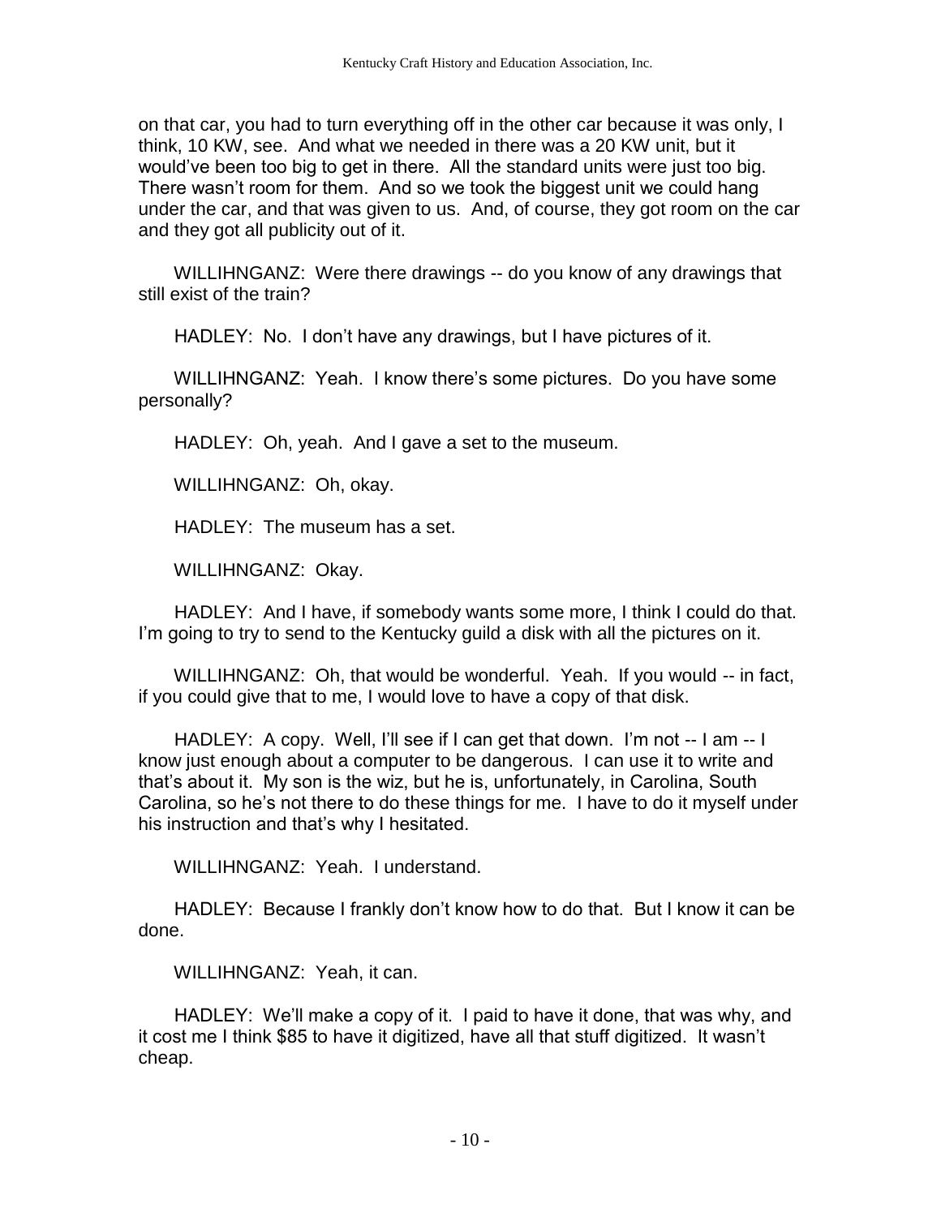on that car, you had to turn everything off in the other car because it was only, I think, 10 KW, see. And what we needed in there was a 20 KW unit, but it would've been too big to get in there. All the standard units were just too big. There wasn't room for them. And so we took the biggest unit we could hang under the car, and that was given to us. And, of course, they got room on the car and they got all publicity out of it.

WILLIHNGANZ: Were there drawings -- do you know of any drawings that still exist of the train?

HADLEY: No. I don't have any drawings, but I have pictures of it.

WILLIHNGANZ: Yeah. I know there's some pictures. Do you have some personally?

HADLEY: Oh, yeah. And I gave a set to the museum.

WILLIHNGANZ: Oh, okay.

HADLEY: The museum has a set.

WILLIHNGANZ: Okay.

HADLEY: And I have, if somebody wants some more, I think I could do that. I'm going to try to send to the Kentucky guild a disk with all the pictures on it.

WILLIHNGANZ: Oh, that would be wonderful. Yeah. If you would -- in fact, if you could give that to me, I would love to have a copy of that disk.

HADLEY: A copy. Well, I'll see if I can get that down. I'm not -- I am -- I know just enough about a computer to be dangerous. I can use it to write and that's about it. My son is the wiz, but he is, unfortunately, in Carolina, South Carolina, so he's not there to do these things for me. I have to do it myself under his instruction and that's why I hesitated.

WILLIHNGANZ: Yeah. I understand.

HADLEY: Because I frankly don't know how to do that. But I know it can be done.

WILLIHNGANZ: Yeah, it can.

HADLEY: We'll make a copy of it. I paid to have it done, that was why, and it cost me I think $85 to have it digitized, have all that stuff digitized. It wasn't cheap.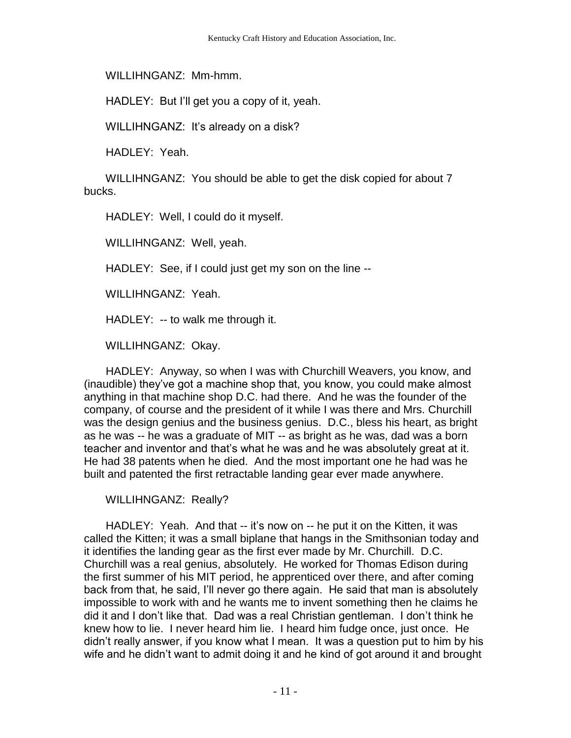WILLIHNGANZ: Mm-hmm.

HADLEY: But I'll get you a copy of it, yeah.

WILLIHNGANZ: It's already on a disk?

HADLEY: Yeah.

WILLIHNGANZ: You should be able to get the disk copied for about 7 bucks.

HADLEY: Well, I could do it myself.

WILLIHNGANZ: Well, yeah.

HADLEY: See, if I could just get my son on the line --

WILLIHNGANZ: Yeah.

HADLEY: -- to walk me through it.

WILLIHNGANZ: Okay.

HADLEY: Anyway, so when I was with Churchill Weavers, you know, and (inaudible) they've got a machine shop that, you know, you could make almost anything in that machine shop D.C. had there. And he was the founder of the company, of course and the president of it while I was there and Mrs. Churchill was the design genius and the business genius. D.C., bless his heart, as bright as he was -- he was a graduate of MIT -- as bright as he was, dad was a born teacher and inventor and that's what he was and he was absolutely great at it. He had 38 patents when he died. And the most important one he had was he built and patented the first retractable landing gear ever made anywhere.

WILLIHNGANZ: Really?

HADLEY: Yeah. And that -- it's now on -- he put it on the Kitten, it was called the Kitten; it was a small biplane that hangs in the Smithsonian today and it identifies the landing gear as the first ever made by Mr. Churchill. D.C. Churchill was a real genius, absolutely. He worked for Thomas Edison during the first summer of his MIT period, he apprenticed over there, and after coming back from that, he said, I'll never go there again. He said that man is absolutely impossible to work with and he wants me to invent something then he claims he did it and I don't like that. Dad was a real Christian gentleman. I don't think he knew how to lie. I never heard him lie. I heard him fudge once, just once. He didn't really answer, if you know what I mean. It was a question put to him by his wife and he didn't want to admit doing it and he kind of got around it and brought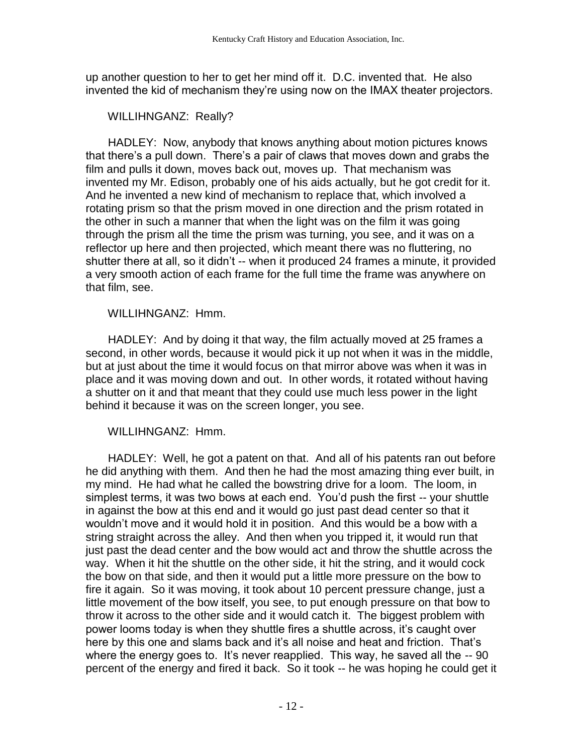up another question to her to get her mind off it. D.C. invented that. He also invented the kid of mechanism they're using now on the IMAX theater projectors.

WILLIHNGANZ: Really?

HADLEY: Now, anybody that knows anything about motion pictures knows that there's a pull down. There's a pair of claws that moves down and grabs the film and pulls it down, moves back out, moves up. That mechanism was invented my Mr. Edison, probably one of his aids actually, but he got credit for it. And he invented a new kind of mechanism to replace that, which involved a rotating prism so that the prism moved in one direction and the prism rotated in the other in such a manner that when the light was on the film it was going through the prism all the time the prism was turning, you see, and it was on a reflector up here and then projected, which meant there was no fluttering, no shutter there at all, so it didn't -- when it produced 24 frames a minute, it provided a very smooth action of each frame for the full time the frame was anywhere on that film, see.

WILLIHNGANZ: Hmm.

HADLEY: And by doing it that way, the film actually moved at 25 frames a second, in other words, because it would pick it up not when it was in the middle, but at just about the time it would focus on that mirror above was when it was in place and it was moving down and out. In other words, it rotated without having a shutter on it and that meant that they could use much less power in the light behind it because it was on the screen longer, you see.

WILLIHNGANZ: Hmm.

HADLEY: Well, he got a patent on that. And all of his patents ran out before he did anything with them. And then he had the most amazing thing ever built, in my mind. He had what he called the bowstring drive for a loom. The loom, in simplest terms, it was two bows at each end. You'd push the first -- your shuttle in against the bow at this end and it would go just past dead center so that it wouldn't move and it would hold it in position. And this would be a bow with a string straight across the alley. And then when you tripped it, it would run that just past the dead center and the bow would act and throw the shuttle across the way. When it hit the shuttle on the other side, it hit the string, and it would cock the bow on that side, and then it would put a little more pressure on the bow to fire it again. So it was moving, it took about 10 percent pressure change, just a little movement of the bow itself, you see, to put enough pressure on that bow to throw it across to the other side and it would catch it. The biggest problem with power looms today is when they shuttle fires a shuttle across, it's caught over here by this one and slams back and it's all noise and heat and friction. That's where the energy goes to. It's never reapplied. This way, he saved all the -- 90 percent of the energy and fired it back. So it took -- he was hoping he could get it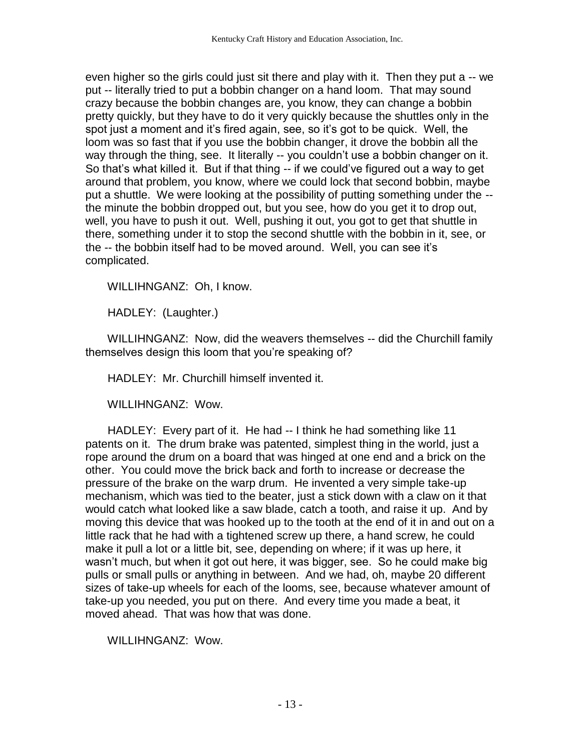even higher so the girls could just sit there and play with it. Then they put a -- we put -- literally tried to put a bobbin changer on a hand loom. That may sound crazy because the bobbin changes are, you know, they can change a bobbin pretty quickly, but they have to do it very quickly because the shuttles only in the spot just a moment and it's fired again, see, so it's got to be quick. Well, the loom was so fast that if you use the bobbin changer, it drove the bobbin all the way through the thing, see. It literally -- you couldn't use a bobbin changer on it. So that's what killed it. But if that thing -- if we could've figured out a way to get around that problem, you know, where we could lock that second bobbin, maybe put a shuttle. We were looking at the possibility of putting something under the -- the minute the bobbin dropped out, but you see, how do you get it to drop out, well, you have to push it out. Well, pushing it out, you got to get that shuttle in there, something under it to stop the second shuttle with the bobbin in it, see, or the -- the bobbin itself had to be moved around. Well, you can see it's complicated.

WILLIHNGANZ: Oh, I know.

HADLEY: (Laughter.)

WILLIHNGANZ: Now, did the weavers themselves -- did the Churchill family themselves design this loom that you're speaking of?

HADLEY: Mr. Churchill himself invented it.

WILLIHNGANZ: Wow.

HADLEY: Every part of it. He had -- I think he had something like 11 patents on it. The drum brake was patented, simplest thing in the world, just a rope around the drum on a board that was hinged at one end and a brick on the other. You could move the brick back and forth to increase or decrease the pressure of the brake on the warp drum. He invented a very simple take-up mechanism, which was tied to the beater, just a stick down with a claw on it that would catch what looked like a saw blade, catch a tooth, and raise it up. And by moving this device that was hooked up to the tooth at the end of it in and out on a little rack that he had with a tightened screw up there, a hand screw, he could make it pull a lot or a little bit, see, depending on where; if it was up here, it wasn't much, but when it got out here, it was bigger, see. So he could make big pulls or small pulls or anything in between. And we had, oh, maybe 20 different sizes of take-up wheels for each of the looms, see, because whatever amount of take-up you needed, you put on there. And every time you made a beat, it moved ahead. That was how that was done.

WILLIHNGANZ: Wow.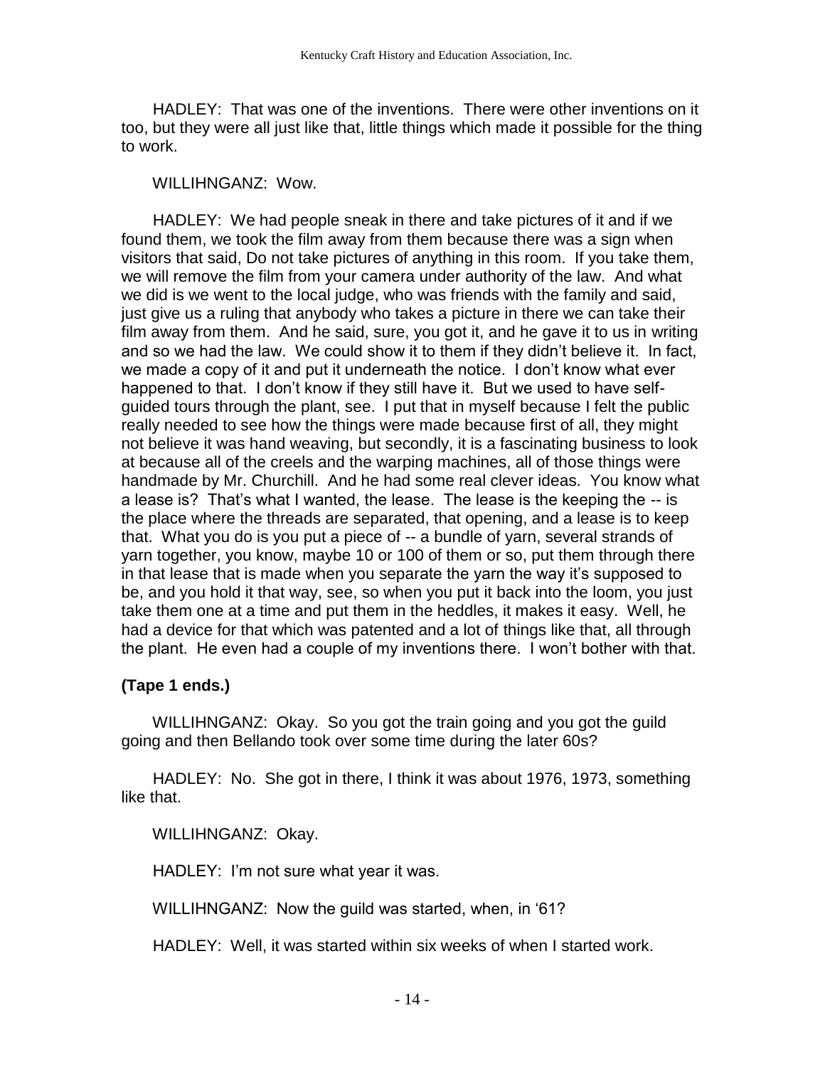HADLEY: That was one of the inventions. There were other inventions on it too, but they were all just like that, little things which made it possible for the thing to work.

WILLIHNGANZ: Wow.

HADLEY: We had people sneak in there and take pictures of it and if we found them, we took the film away from them because there was a sign when visitors that said, Do not take pictures of anything in this room. If you take them, we will remove the film from your camera under authority of the law. And what we did is we went to the local judge, who was friends with the family and said, just give us a ruling that anybody who takes a picture in there we can take their film away from them. And he said, sure, you got it, and he gave it to us in writing and so we had the law. We could show it to them if they didn't believe it. In fact, we made a copy of it and put it underneath the notice. I don't know what ever happened to that. I don't know if they still have it. But we used to have self-guided tours through the plant, see. I put that in myself because I felt the public really needed to see how the things were made because first of all, they might not believe it was hand weaving, but secondly, it is a fascinating business to look at because all of the creels and the warping machines, all of those things were handmade by Mr. Churchill. And he had some real clever ideas. You know what a lease is? That's what I wanted, the lease. The lease is the keeping the -- is the place where the threads are separated, that opening, and a lease is to keep that. What you do is you put a piece of -- a bundle of yarn, several strands of yarn together, you know, maybe 10 or 100 of them or so, put them through there in that lease that is made when you separate the yarn the way it's supposed to be, and you hold it that way, see, so when you put it back into the loom, you just take them one at a time and put them in the heddles, it makes it easy. Well, he had a device for that which was patented and a lot of things like that, all through the plant. He even had a couple of my inventions there. I won't bother with that.

**(Tape 1 ends.)**

WILLIHNGANZ: Okay. So you got the train going and you got the guild going and then Bellando took over some time during the later 60s?

HADLEY: No. She got in there, I think it was about 1976, 1973, something like that.

WILLIHNGANZ: Okay.

HADLEY: I'm not sure what year it was.

WILLIHNGANZ: Now the guild was started, when, in '61?

HADLEY: Well, it was started within six weeks of when I started work.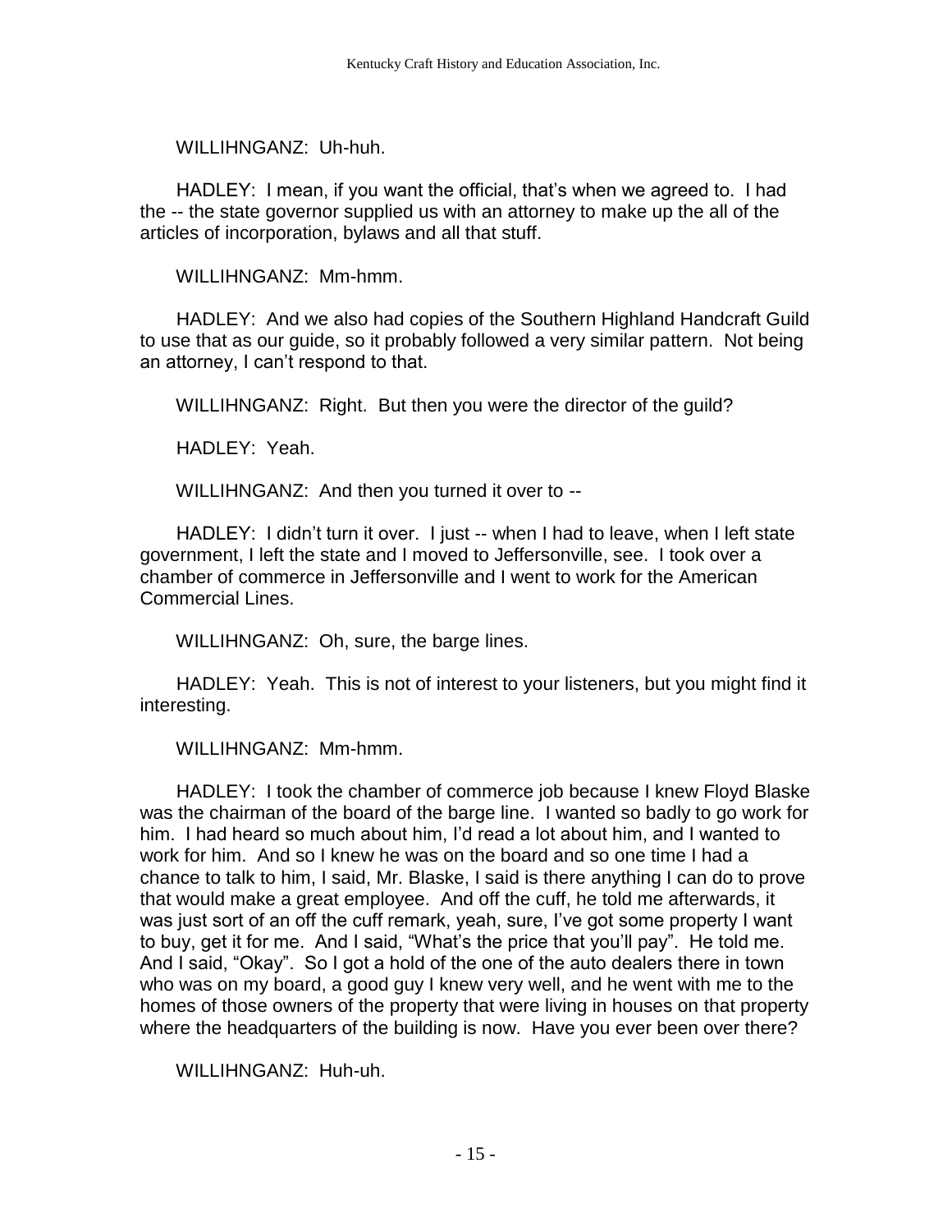WILLIHNGANZ: Uh-huh.

HADLEY: I mean, if you want the official, that's when we agreed to. I had the -- the state governor supplied us with an attorney to make up the all of the articles of incorporation, bylaws and all that stuff.

WILLIHNGANZ: Mm-hmm.

HADLEY: And we also had copies of the Southern Highland Handcraft Guild to use that as our guide, so it probably followed a very similar pattern. Not being an attorney, I can't respond to that.

WILLIHNGANZ: Right. But then you were the director of the guild?

HADLEY: Yeah.

WILLIHNGANZ: And then you turned it over to --

HADLEY: I didn't turn it over. I just -- when I had to leave, when I left state government, I left the state and I moved to Jeffersonville, see. I took over a chamber of commerce in Jeffersonville and I went to work for the American Commercial Lines.

WILLIHNGANZ: Oh, sure, the barge lines.

HADLEY: Yeah. This is not of interest to your listeners, but you might find it interesting.

WILLIHNGANZ: Mm-hmm.

HADLEY: I took the chamber of commerce job because I knew Floyd Blaske was the chairman of the board of the barge line. I wanted so badly to go work for him. I had heard so much about him, I'd read a lot about him, and I wanted to work for him. And so I knew he was on the board and so one time I had a chance to talk to him, I said, Mr. Blaske, I said is there anything I can do to prove that would make a great employee. And off the cuff, he told me afterwards, it was just sort of an off the cuff remark, yeah, sure, I've got some property I want to buy, get it for me. And I said, "What's the price that you'll pay". He told me. And I said, "Okay". So I got a hold of the one of the auto dealers there in town who was on my board, a good guy I knew very well, and he went with me to the homes of those owners of the property that were living in houses on that property where the headquarters of the building is now. Have you ever been over there?

WILLIHNGANZ: Huh-uh.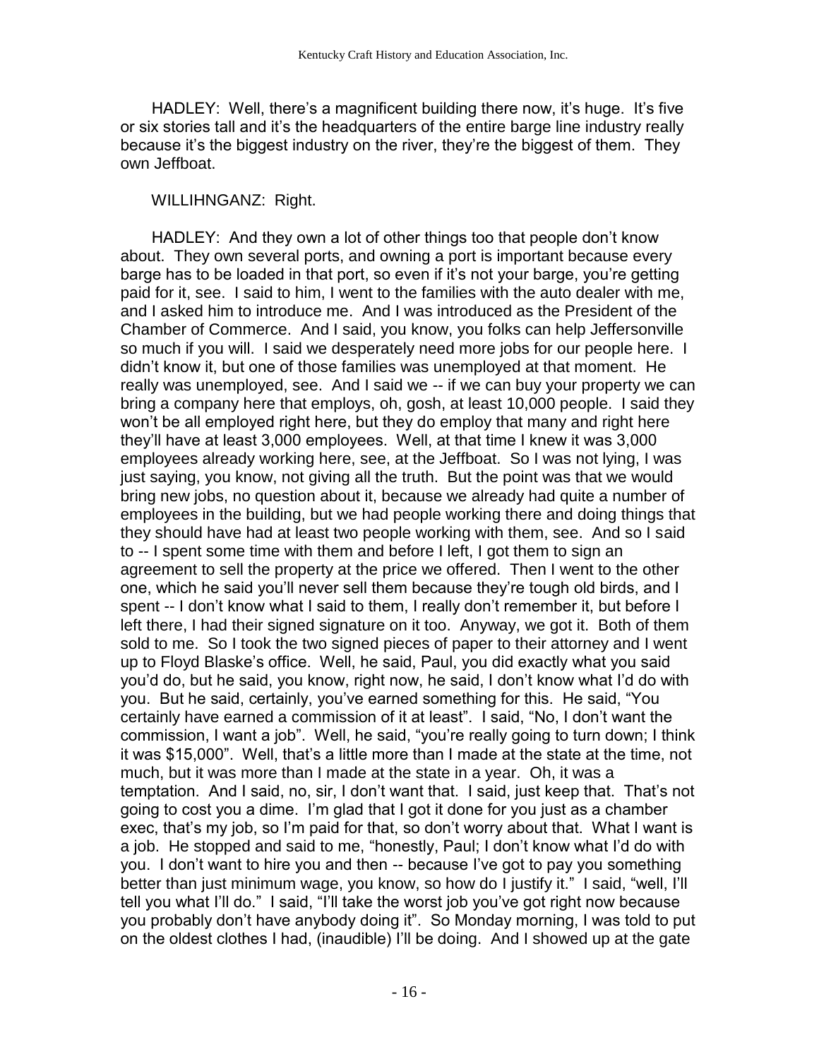HADLEY: Well, there's a magnificent building there now, it's huge. It's five or six stories tall and it's the headquarters of the entire barge line industry really because it's the biggest industry on the river, they're the biggest of them. They own Jeffboat.

WILLIHNGANZ: Right.

HADLEY: And they own a lot of other things too that people don't know about. They own several ports, and owning a port is important because every barge has to be loaded in that port, so even if it's not your barge, you're getting paid for it, see. I said to him, I went to the families with the auto dealer with me, and I asked him to introduce me. And I was introduced as the President of the Chamber of Commerce. And I said, you know, you folks can help Jeffersonville so much if you will. I said we desperately need more jobs for our people here. I didn't know it, but one of those families was unemployed at that moment. He really was unemployed, see. And I said we -- if we can buy your property we can bring a company here that employs, oh, gosh, at least 10,000 people. I said they won't be all employed right here, but they do employ that many and right here they'll have at least 3,000 employees. Well, at that time I knew it was 3,000 employees already working here, see, at the Jeffboat. So I was not lying, I was just saying, you know, not giving all the truth. But the point was that we would bring new jobs, no question about it, because we already had quite a number of employees in the building, but we had people working there and doing things that they should have had at least two people working with them, see. And so I said to -- I spent some time with them and before I left, I got them to sign an agreement to sell the property at the price we offered. Then I went to the other one, which he said you'll never sell them because they're tough old birds, and I spent -- I don't know what I said to them, I really don't remember it, but before I left there, I had their signed signature on it too. Anyway, we got it. Both of them sold to me. So I took the two signed pieces of paper to their attorney and I went up to Floyd Blaske's office. Well, he said, Paul, you did exactly what you said you'd do, but he said, you know, right now, he said, I don't know what I'd do with you. But he said, certainly, you've earned something for this. He said, "You certainly have earned a commission of it at least". I said, "No, I don't want the commission, I want a job". Well, he said, "you're really going to turn down; I think it was $15,000". Well, that's a little more than I made at the state at the time, not much, but it was more than I made at the state in a year. Oh, it was a temptation. And I said, no, sir, I don't want that. I said, just keep that. That's not going to cost you a dime. I'm glad that I got it done for you just as a chamber exec, that's my job, so I'm paid for that, so don't worry about that. What I want is a job. He stopped and said to me, "honestly, Paul; I don't know what I'd do with you. I don't want to hire you and then -- because I've got to pay you something better than just minimum wage, you know, so how do I justify it." I said, "well, I'll tell you what I'll do." I said, "I'll take the worst job you've got right now because you probably don't have anybody doing it". So Monday morning, I was told to put on the oldest clothes I had, (inaudible) I'll be doing. And I showed up at the gate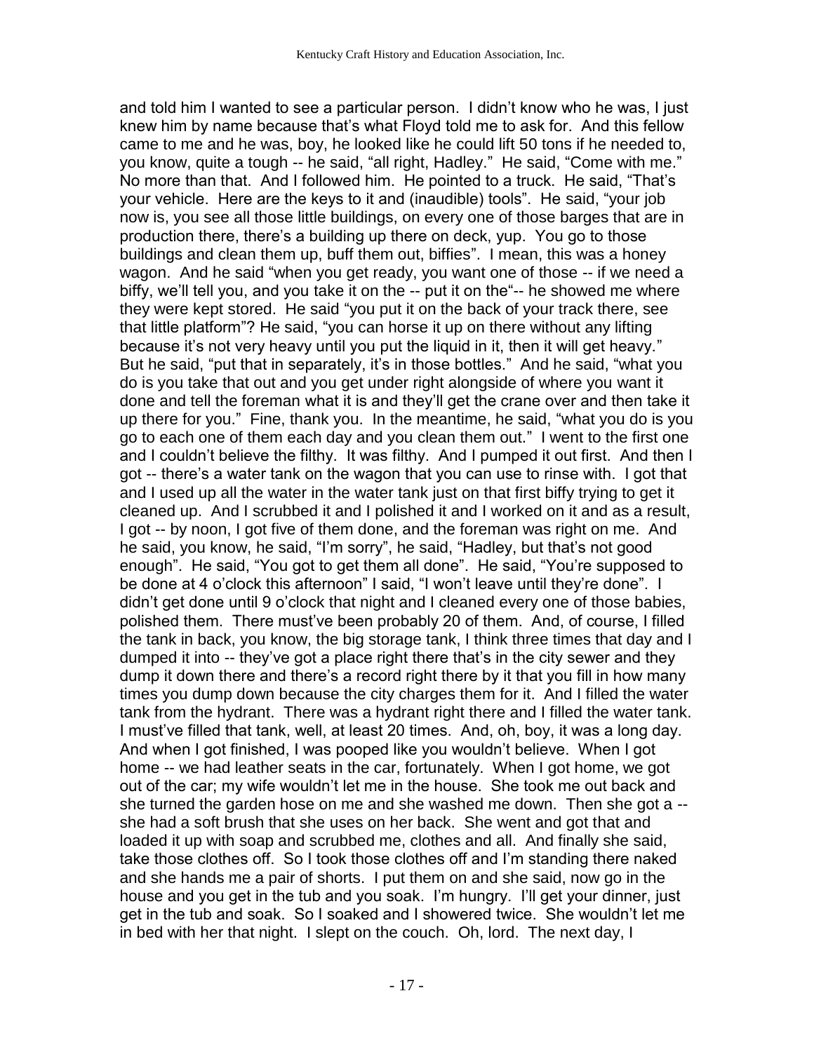and told him I wanted to see a particular person. I didn't know who he was, I just knew him by name because that's what Floyd told me to ask for. And this fellow came to me and he was, boy, he looked like he could lift 50 tons if he needed to, you know, quite a tough -- he said, "all right, Hadley." He said, "Come with me." No more than that. And I followed him. He pointed to a truck. He said, "That's your vehicle. Here are the keys to it and (inaudible) tools". He said, "your job now is, you see all those little buildings, on every one of those barges that are in production there, there's a building up there on deck, yup. You go to those buildings and clean them up, buff them out, biffies". I mean, this was a honey wagon. And he said "when you get ready, you want one of those -- if we need a biffy, we'll tell you, and you take it on the -- put it on the"-- he showed me where they were kept stored. He said "you put it on the back of your track there, see that little platform"? He said, "you can horse it up on there without any lifting because it's not very heavy until you put the liquid in it, then it will get heavy." But he said, "put that in separately, it's in those bottles." And he said, "what you do is you take that out and you get under right alongside of where you want it done and tell the foreman what it is and they'll get the crane over and then take it up there for you." Fine, thank you. In the meantime, he said, "what you do is you go to each one of them each day and you clean them out." I went to the first one and I couldn't believe the filthy. It was filthy. And I pumped it out first. And then I got -- there's a water tank on the wagon that you can use to rinse with. I got that and I used up all the water in the water tank just on that first biffy trying to get it cleaned up. And I scrubbed it and I polished it and I worked on it and as a result, I got -- by noon, I got five of them done, and the foreman was right on me. And he said, you know, he said, "I'm sorry", he said, "Hadley, but that's not good enough". He said, "You got to get them all done". He said, "You're supposed to be done at 4 o'clock this afternoon" I said, "I won't leave until they're done". I didn't get done until 9 o'clock that night and I cleaned every one of those babies, polished them. There must've been probably 20 of them. And, of course, I filled the tank in back, you know, the big storage tank, I think three times that day and I dumped it into -- they've got a place right there that's in the city sewer and they dump it down there and there's a record right there by it that you fill in how many times you dump down because the city charges them for it. And I filled the water tank from the hydrant. There was a hydrant right there and I filled the water tank. I must've filled that tank, well, at least 20 times. And, oh, boy, it was a long day. And when I got finished, I was pooped like you wouldn't believe. When I got home -- we had leather seats in the car, fortunately. When I got home, we got out of the car; my wife wouldn't let me in the house. She took me out back and she turned the garden hose on me and she washed me down. Then she got a -- she had a soft brush that she uses on her back. She went and got that and loaded it up with soap and scrubbed me, clothes and all. And finally she said, take those clothes off. So I took those clothes off and I'm standing there naked and she hands me a pair of shorts. I put them on and she said, now go in the house and you get in the tub and you soak. I'm hungry. I'll get your dinner, just get in the tub and soak. So I soaked and I showered twice. She wouldn't let me in bed with her that night. I slept on the couch. Oh, lord. The next day, I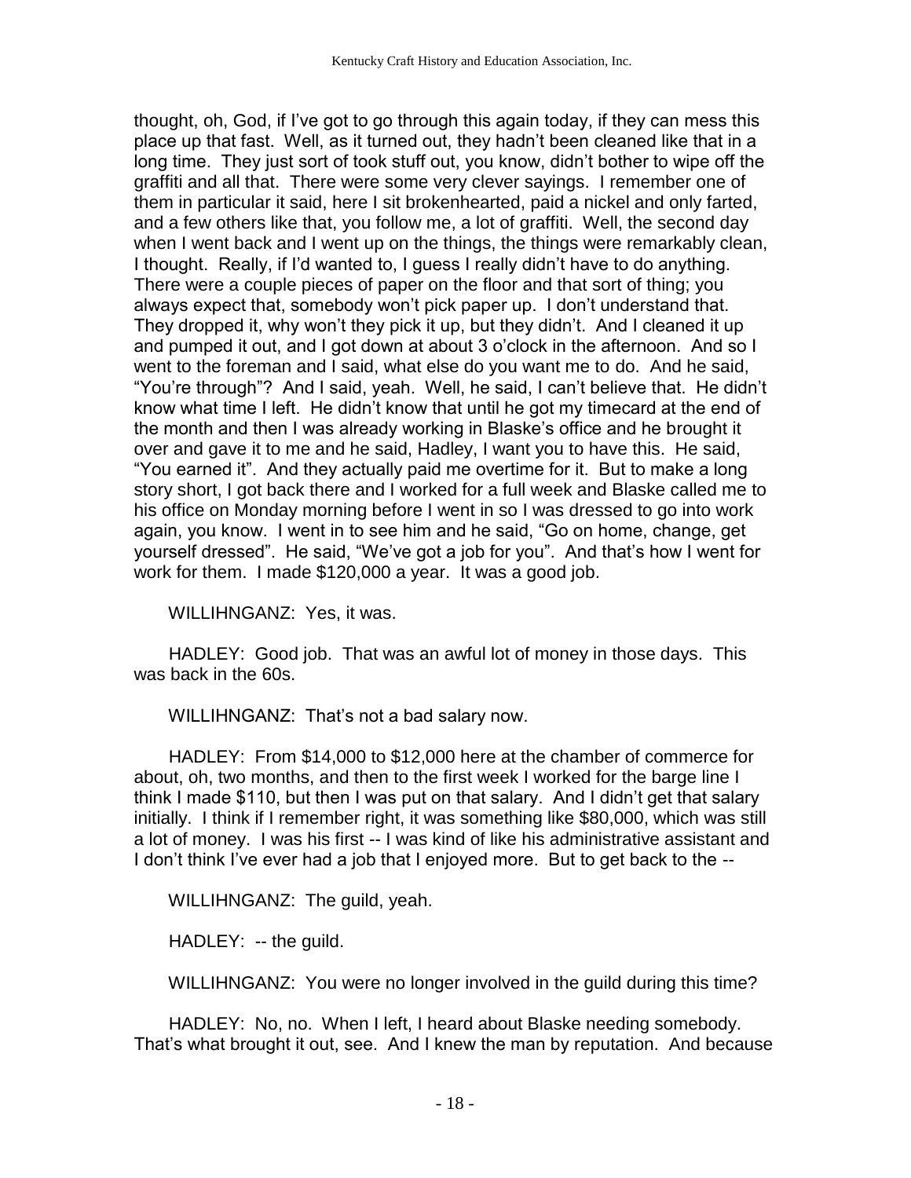thought, oh, God, if I've got to go through this again today, if they can mess this place up that fast. Well, as it turned out, they hadn't been cleaned like that in a long time. They just sort of took stuff out, you know, didn't bother to wipe off the graffiti and all that. There were some very clever sayings. I remember one of them in particular it said, here I sit brokenhearted, paid a nickel and only farted, and a few others like that, you follow me, a lot of graffiti. Well, the second day when I went back and I went up on the things, the things were remarkably clean, I thought. Really, if I'd wanted to, I guess I really didn't have to do anything. There were a couple pieces of paper on the floor and that sort of thing; you always expect that, somebody won't pick paper up. I don't understand that. They dropped it, why won't they pick it up, but they didn't. And I cleaned it up and pumped it out, and I got down at about 3 o'clock in the afternoon. And so I went to the foreman and I said, what else do you want me to do. And he said, "You're through"? And I said, yeah. Well, he said, I can't believe that. He didn't know what time I left. He didn't know that until he got my timecard at the end of the month and then I was already working in Blaske's office and he brought it over and gave it to me and he said, Hadley, I want you to have this. He said, "You earned it". And they actually paid me overtime for it. But to make a long story short, I got back there and I worked for a full week and Blaske called me to his office on Monday morning before I went in so I was dressed to go into work again, you know. I went in to see him and he said, "Go on home, change, get yourself dressed". He said, "We've got a job for you". And that's how I went for work for them. I made $120,000 a year. It was a good job.

WILLIHNGANZ: Yes, it was.

HADLEY: Good job. That was an awful lot of money in those days. This was back in the 60s.

WILLIHNGANZ: That's not a bad salary now.

HADLEY: From $14,000 to $12,000 here at the chamber of commerce for about, oh, two months, and then to the first week I worked for the barge line I think I made $110, but then I was put on that salary. And I didn't get that salary initially. I think if I remember right, it was something like $80,000, which was still a lot of money. I was his first -- I was kind of like his administrative assistant and I don't think I've ever had a job that I enjoyed more. But to get back to the --

WILLIHNGANZ: The guild, yeah.

HADLEY: -- the guild.

WILLIHNGANZ: You were no longer involved in the guild during this time?

HADLEY: No, no. When I left, I heard about Blaske needing somebody. That's what brought it out, see. And I knew the man by reputation. And because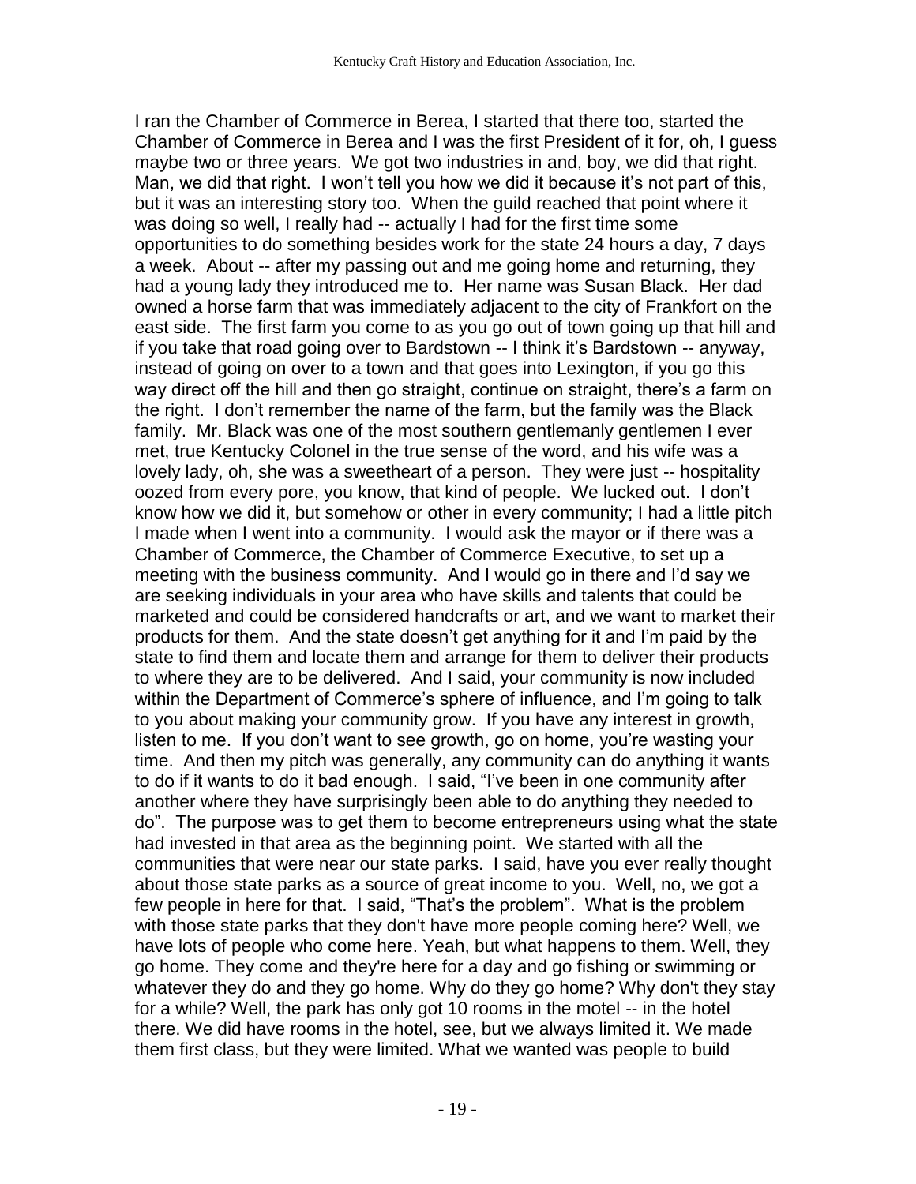I ran the Chamber of Commerce in Berea, I started that there too, started the Chamber of Commerce in Berea and I was the first President of it for, oh, I guess maybe two or three years. We got two industries in and, boy, we did that right. Man, we did that right. I won't tell you how we did it because it's not part of this, but it was an interesting story too. When the guild reached that point where it was doing so well, I really had -- actually I had for the first time some opportunities to do something besides work for the state 24 hours a day, 7 days a week. About -- after my passing out and me going home and returning, they had a young lady they introduced me to. Her name was Susan Black. Her dad owned a horse farm that was immediately adjacent to the city of Frankfort on the east side. The first farm you come to as you go out of town going up that hill and if you take that road going over to Bardstown -- I think it's Bardstown -- anyway, instead of going on over to a town and that goes into Lexington, if you go this way direct off the hill and then go straight, continue on straight, there's a farm on the right. I don't remember the name of the farm, but the family was the Black family. Mr. Black was one of the most southern gentlemanly gentlemen I ever met, true Kentucky Colonel in the true sense of the word, and his wife was a lovely lady, oh, she was a sweetheart of a person. They were just -- hospitality oozed from every pore, you know, that kind of people. We lucked out. I don't know how we did it, but somehow or other in every community; I had a little pitch I made when I went into a community. I would ask the mayor or if there was a Chamber of Commerce, the Chamber of Commerce Executive, to set up a meeting with the business community. And I would go in there and I'd say we are seeking individuals in your area who have skills and talents that could be marketed and could be considered handcrafts or art, and we want to market their products for them. And the state doesn't get anything for it and I'm paid by the state to find them and locate them and arrange for them to deliver their products to where they are to be delivered. And I said, your community is now included within the Department of Commerce's sphere of influence, and I'm going to talk to you about making your community grow. If you have any interest in growth, listen to me. If you don't want to see growth, go on home, you're wasting your time. And then my pitch was generally, any community can do anything it wants to do if it wants to do it bad enough. I said, "I've been in one community after another where they have surprisingly been able to do anything they needed to do". The purpose was to get them to become entrepreneurs using what the state had invested in that area as the beginning point. We started with all the communities that were near our state parks. I said, have you ever really thought about those state parks as a source of great income to you. Well, no, we got a few people in here for that. I said, "That's the problem". What is the problem with those state parks that they don't have more people coming here? Well, we have lots of people who come here. Yeah, but what happens to them. Well, they go home. They come and they're here for a day and go fishing or swimming or whatever they do and they go home. Why do they go home? Why don't they stay for a while? Well, the park has only got 10 rooms in the motel -- in the hotel there. We did have rooms in the hotel, see, but we always limited it. We made them first class, but they were limited. What we wanted was people to build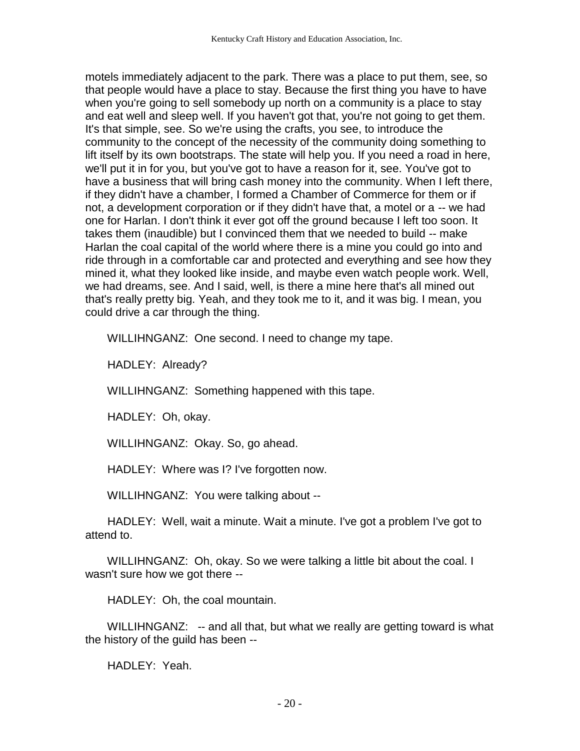motels immediately adjacent to the park. There was a place to put them, see, so that people would have a place to stay. Because the first thing you have to have when you're going to sell somebody up north on a community is a place to stay and eat well and sleep well. If you haven't got that, you're not going to get them. It's that simple, see. So we're using the crafts, you see, to introduce the community to the concept of the necessity of the community doing something to lift itself by its own bootstraps. The state will help you. If you need a road in here, we'll put it in for you, but you've got to have a reason for it, see. You've got to have a business that will bring cash money into the community. When I left there, if they didn't have a chamber, I formed a Chamber of Commerce for them or if not, a development corporation or if they didn't have that, a motel or a -- we had one for Harlan. I don't think it ever got off the ground because I left too soon. It takes them (inaudible) but I convinced them that we needed to build -- make Harlan the coal capital of the world where there is a mine you could go into and ride through in a comfortable car and protected and everything and see how they mined it, what they looked like inside, and maybe even watch people work. Well, we had dreams, see. And I said, well, is there a mine here that's all mined out that's really pretty big. Yeah, and they took me to it, and it was big. I mean, you could drive a car through the thing.

WILLIHNGANZ: One second. I need to change my tape.

HADLEY: Already?

WILLIHNGANZ: Something happened with this tape.

HADLEY: Oh, okay.

WILLIHNGANZ: Okay. So, go ahead.

HADLEY: Where was I? I've forgotten now.

WILLIHNGANZ: You were talking about --

HADLEY: Well, wait a minute. Wait a minute. I've got a problem I've got to attend to.

WILLIHNGANZ: Oh, okay. So we were talking a little bit about the coal. I wasn't sure how we got there --

HADLEY: Oh, the coal mountain.

WILLIHNGANZ: -- and all that, but what we really are getting toward is what the history of the guild has been --

HADLEY: Yeah.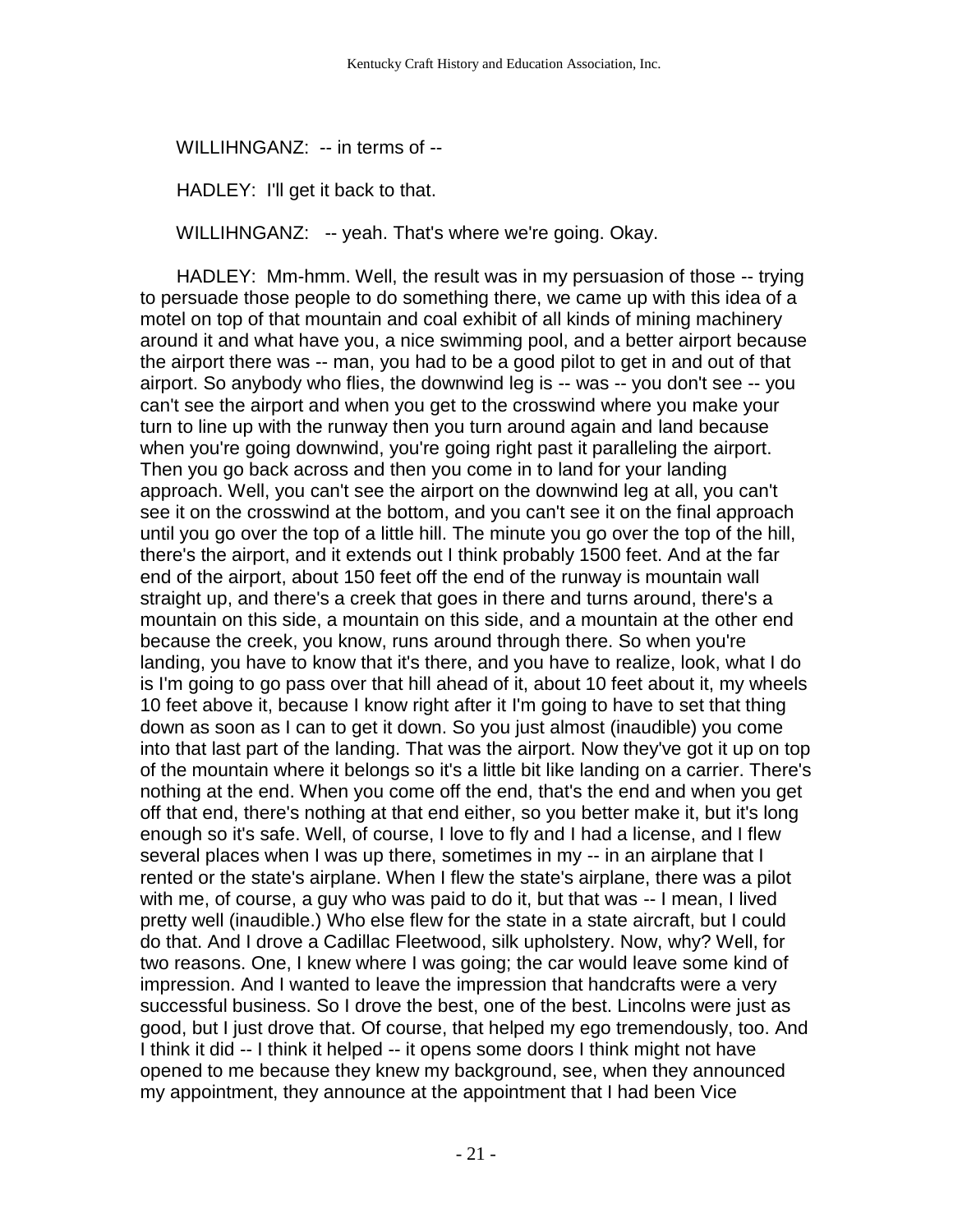WILLIHNGANZ: -- in terms of --

HADLEY: I'll get it back to that.

WILLIHNGANZ: -- yeah. That's where we're going. Okay.

HADLEY: Mm-hmm. Well, the result was in my persuasion of those -- trying to persuade those people to do something there, we came up with this idea of a motel on top of that mountain and coal exhibit of all kinds of mining machinery around it and what have you, a nice swimming pool, and a better airport because the airport there was -- man, you had to be a good pilot to get in and out of that airport. So anybody who flies, the downwind leg is -- was -- you don't see -- you can't see the airport and when you get to the crosswind where you make your turn to line up with the runway then you turn around again and land because when you're going downwind, you're going right past it paralleling the airport. Then you go back across and then you come in to land for your landing approach. Well, you can't see the airport on the downwind leg at all, you can't see it on the crosswind at the bottom, and you can't see it on the final approach until you go over the top of a little hill. The minute you go over the top of the hill, there's the airport, and it extends out I think probably 1500 feet. And at the far end of the airport, about 150 feet off the end of the runway is mountain wall straight up, and there's a creek that goes in there and turns around, there's a mountain on this side, a mountain on this side, and a mountain at the other end because the creek, you know, runs around through there. So when you're landing, you have to know that it's there, and you have to realize, look, what I do is I'm going to go pass over that hill ahead of it, about 10 feet about it, my wheels 10 feet above it, because I know right after it I'm going to have to set that thing down as soon as I can to get it down. So you just almost (inaudible) you come into that last part of the landing. That was the airport. Now they've got it up on top of the mountain where it belongs so it's a little bit like landing on a carrier. There's nothing at the end. When you come off the end, that's the end and when you get off that end, there's nothing at that end either, so you better make it, but it's long enough so it's safe. Well, of course, I love to fly and I had a license, and I flew several places when I was up there, sometimes in my -- in an airplane that I rented or the state's airplane. When I flew the state's airplane, there was a pilot with me, of course, a guy who was paid to do it, but that was -- I mean, I lived pretty well (inaudible.) Who else flew for the state in a state aircraft, but I could do that. And I drove a Cadillac Fleetwood, silk upholstery. Now, why? Well, for two reasons. One, I knew where I was going; the car would leave some kind of impression. And I wanted to leave the impression that handcrafts were a very successful business. So I drove the best, one of the best. Lincolns were just as good, but I just drove that. Of course, that helped my ego tremendously, too. And I think it did -- I think it helped -- it opens some doors I think might not have opened to me because they knew my background, see, when they announced my appointment, they announce at the appointment that I had been Vice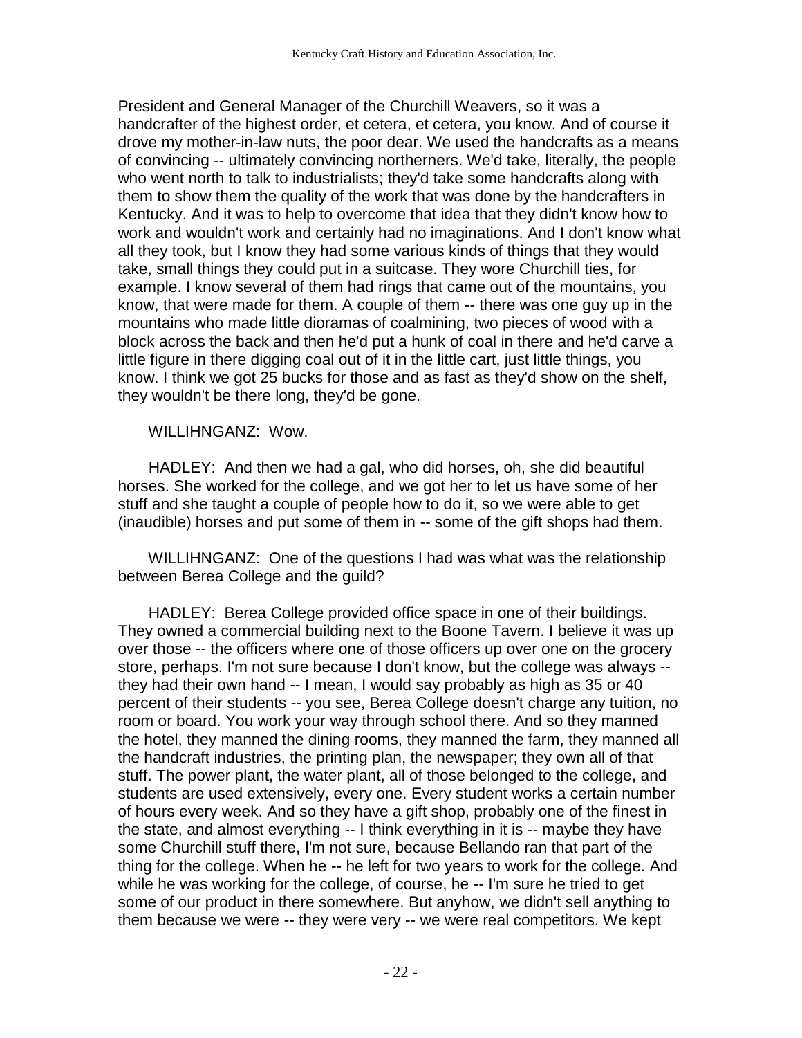President and General Manager of the Churchill Weavers, so it was a handcrafter of the highest order, et cetera, et cetera, you know. And of course it drove my mother-in-law nuts, the poor dear. We used the handcrafts as a means of convincing -- ultimately convincing northerners. We'd take, literally, the people who went north to talk to industrialists; they'd take some handcrafts along with them to show them the quality of the work that was done by the handcrafters in Kentucky. And it was to help to overcome that idea that they didn't know how to work and wouldn't work and certainly had no imaginations. And I don't know what all they took, but I know they had some various kinds of things that they would take, small things they could put in a suitcase. They wore Churchill ties, for example. I know several of them had rings that came out of the mountains, you know, that were made for them. A couple of them -- there was one guy up in the mountains who made little dioramas of coalmining, two pieces of wood with a block across the back and then he'd put a hunk of coal in there and he'd carve a little figure in there digging coal out of it in the little cart, just little things, you know. I think we got 25 bucks for those and as fast as they'd show on the shelf, they wouldn't be there long, they'd be gone.

WILLIHNGANZ: Wow.

HADLEY: And then we had a gal, who did horses, oh, she did beautiful horses. She worked for the college, and we got her to let us have some of her stuff and she taught a couple of people how to do it, so we were able to get (inaudible) horses and put some of them in -- some of the gift shops had them.

WILLIHNGANZ: One of the questions I had was what was the relationship between Berea College and the guild?

HADLEY: Berea College provided office space in one of their buildings. They owned a commercial building next to the Boone Tavern. I believe it was up over those -- the officers where one of those officers up over one on the grocery store, perhaps. I'm not sure because I don't know, but the college was always -- they had their own hand -- I mean, I would say probably as high as 35 or 40 percent of their students -- you see, Berea College doesn't charge any tuition, no room or board. You work your way through school there. And so they manned the hotel, they manned the dining rooms, they manned the farm, they manned all the handcraft industries, the printing plan, the newspaper; they own all of that stuff. The power plant, the water plant, all of those belonged to the college, and students are used extensively, every one. Every student works a certain number of hours every week. And so they have a gift shop, probably one of the finest in the state, and almost everything -- I think everything in it is -- maybe they have some Churchill stuff there, I'm not sure, because Bellando ran that part of the thing for the college. When he -- he left for two years to work for the college. And while he was working for the college, of course, he -- I'm sure he tried to get some of our product in there somewhere. But anyhow, we didn't sell anything to them because we were -- they were very -- we were real competitors. We kept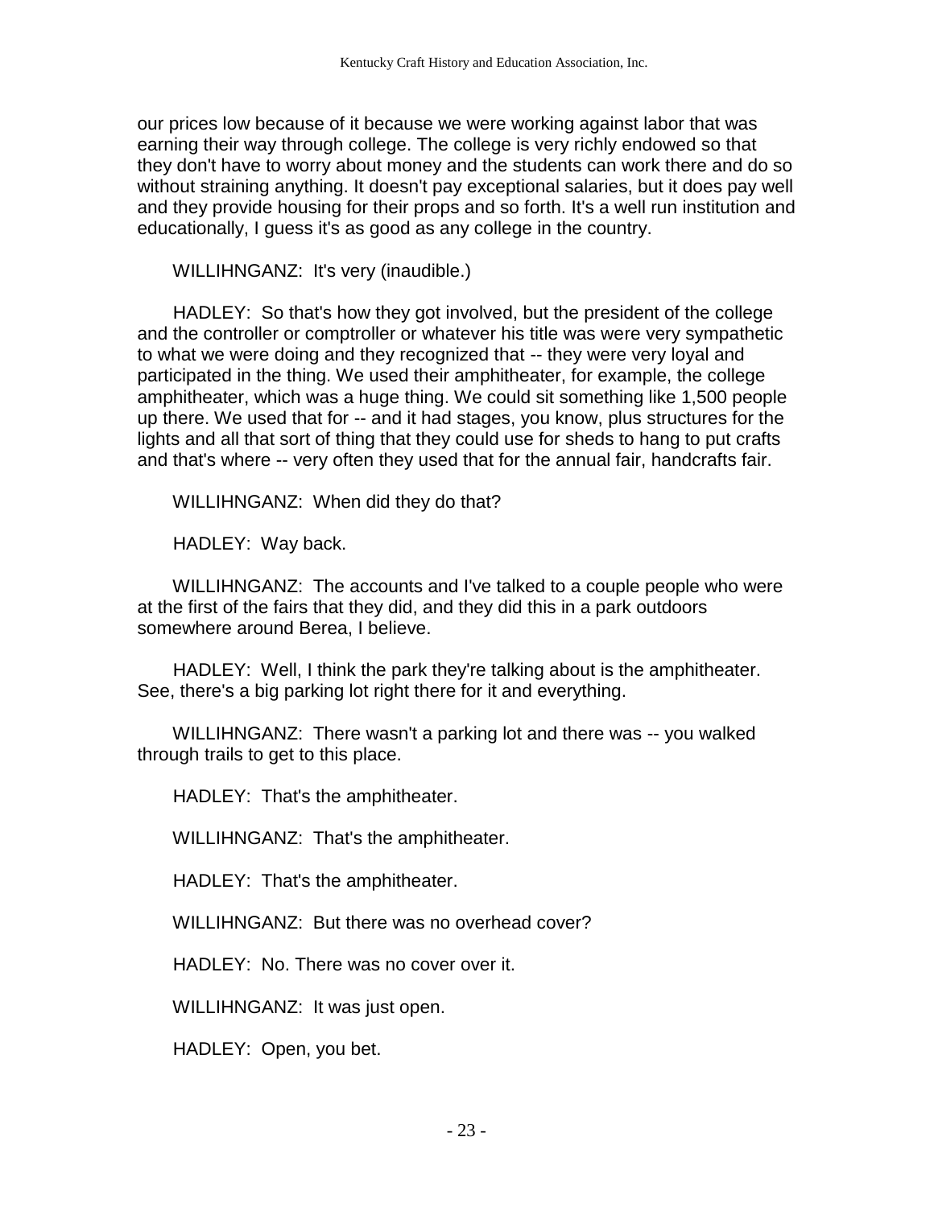our prices low because of it because we were working against labor that was earning their way through college. The college is very richly endowed so that they don't have to worry about money and the students can work there and do so without straining anything. It doesn't pay exceptional salaries, but it does pay well and they provide housing for their props and so forth. It's a well run institution and educationally, I guess it's as good as any college in the country.

WILLIHNGANZ: It's very (inaudible.)

HADLEY: So that's how they got involved, but the president of the college and the controller or comptroller or whatever his title was were very sympathetic to what we were doing and they recognized that -- they were very loyal and participated in the thing. We used their amphitheater, for example, the college amphitheater, which was a huge thing. We could sit something like 1,500 people up there. We used that for -- and it had stages, you know, plus structures for the lights and all that sort of thing that they could use for sheds to hang to put crafts and that's where -- very often they used that for the annual fair, handcrafts fair.

WILLIHNGANZ: When did they do that?

HADLEY: Way back.

WILLIHNGANZ: The accounts and I've talked to a couple people who were at the first of the fairs that they did, and they did this in a park outdoors somewhere around Berea, I believe.

HADLEY: Well, I think the park they're talking about is the amphitheater. See, there's a big parking lot right there for it and everything.

WILLIHNGANZ: There wasn't a parking lot and there was -- you walked through trails to get to this place.

HADLEY: That's the amphitheater.

WILLIHNGANZ: That's the amphitheater.

HADLEY: That's the amphitheater.

WILLIHNGANZ: But there was no overhead cover?

HADLEY: No. There was no cover over it.

WILLIHNGANZ: It was just open.

HADLEY: Open, you bet.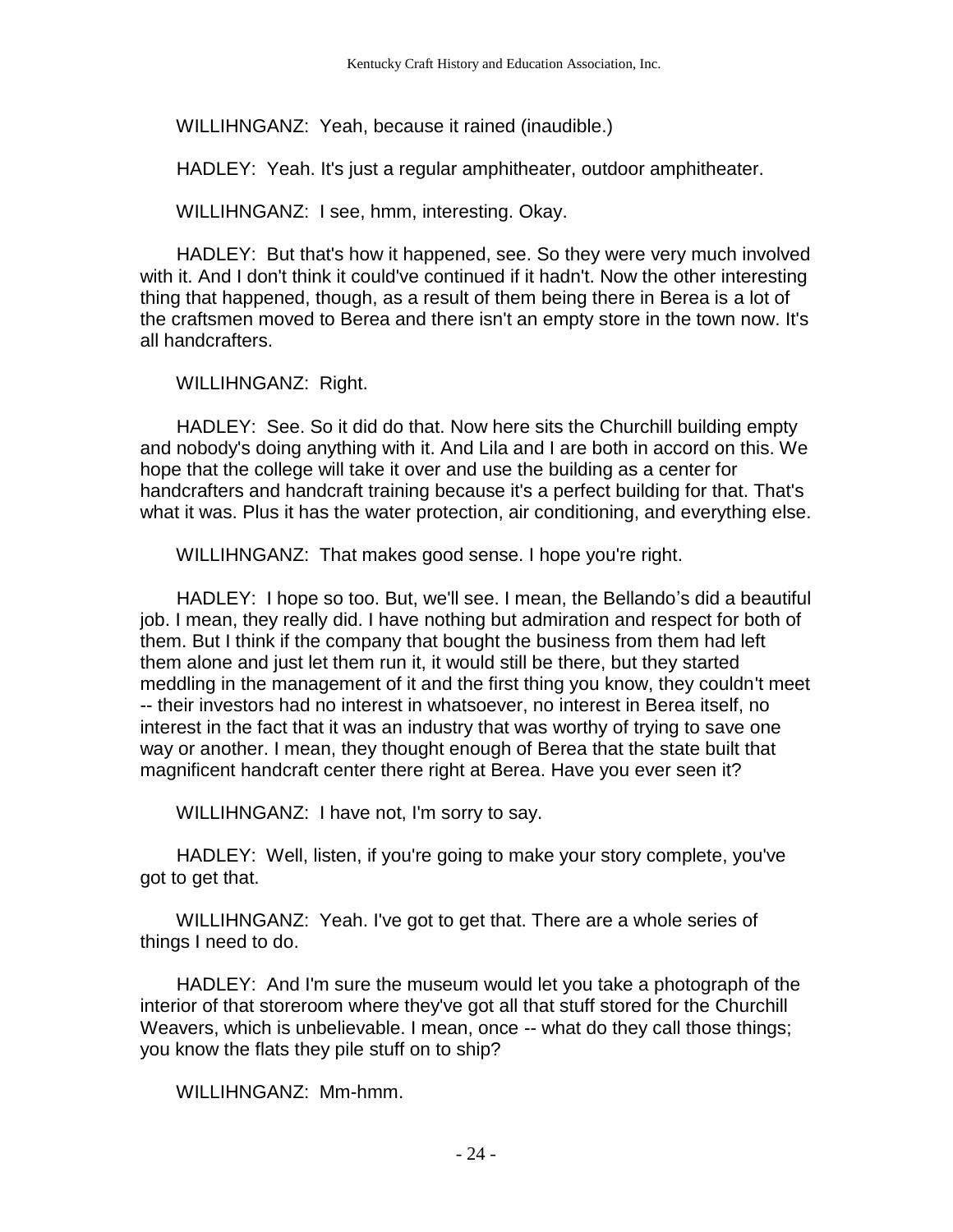WILLIHNGANZ: Yeah, because it rained (inaudible.)

HADLEY: Yeah. It's just a regular amphitheater, outdoor amphitheater.

WILLIHNGANZ: I see, hmm, interesting. Okay.

HADLEY: But that's how it happened, see. So they were very much involved with it. And I don't think it could've continued if it hadn't. Now the other interesting thing that happened, though, as a result of them being there in Berea is a lot of the craftsmen moved to Berea and there isn't an empty store in the town now. It's all handcrafters.

WILLIHNGANZ: Right.

HADLEY: See. So it did do that. Now here sits the Churchill building empty and nobody's doing anything with it. And Lila and I are both in accord on this. We hope that the college will take it over and use the building as a center for handcrafters and handcraft training because it's a perfect building for that. That's what it was. Plus it has the water protection, air conditioning, and everything else.

WILLIHNGANZ: That makes good sense. I hope you're right.

HADLEY: I hope so too. But, we'll see. I mean, the Bellando's did a beautiful job. I mean, they really did. I have nothing but admiration and respect for both of them. But I think if the company that bought the business from them had left them alone and just let them run it, it would still be there, but they started meddling in the management of it and the first thing you know, they couldn't meet -- their investors had no interest in whatsoever, no interest in Berea itself, no interest in the fact that it was an industry that was worthy of trying to save one way or another. I mean, they thought enough of Berea that the state built that magnificent handcraft center there right at Berea. Have you ever seen it?

WILLIHNGANZ: I have not, I'm sorry to say.

HADLEY: Well, listen, if you're going to make your story complete, you've got to get that.

WILLIHNGANZ: Yeah. I've got to get that. There are a whole series of things I need to do.

HADLEY: And I'm sure the museum would let you take a photograph of the interior of that storeroom where they've got all that stuff stored for the Churchill Weavers, which is unbelievable. I mean, once -- what do they call those things; you know the flats they pile stuff on to ship?

WILLIHNGANZ: Mm-hmm.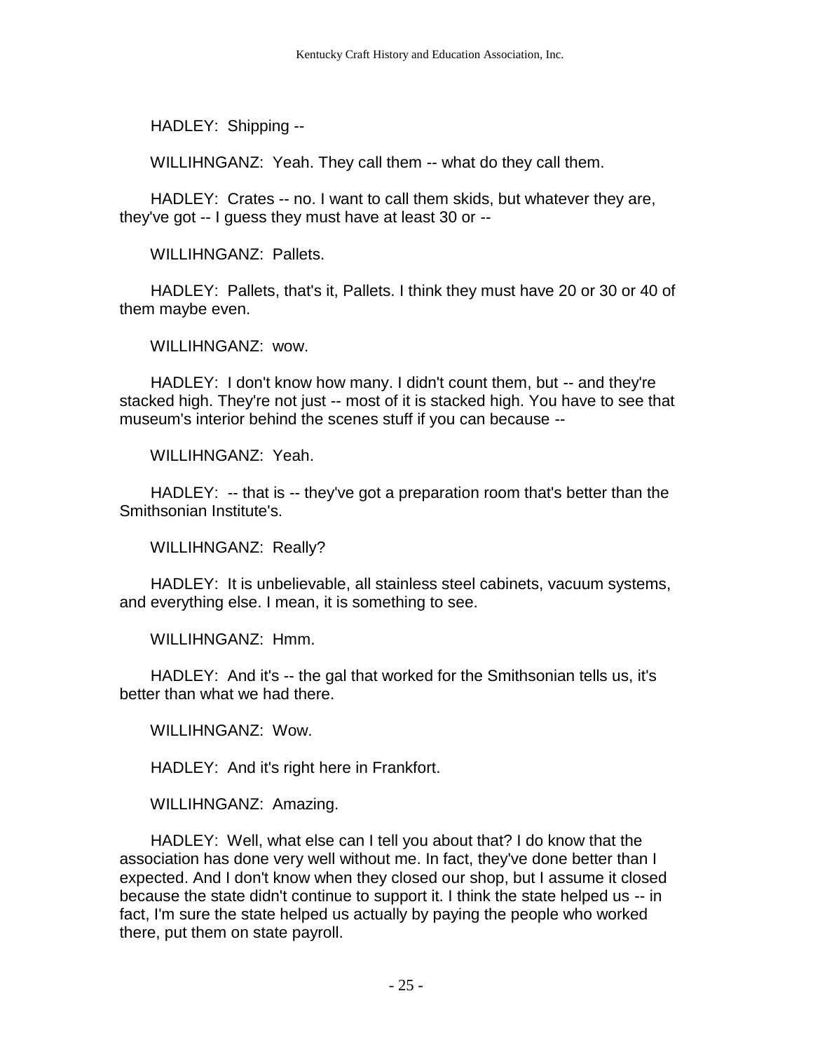HADLEY: Shipping --

WILLIHNGANZ: Yeah. They call them -- what do they call them.

HADLEY: Crates -- no. I want to call them skids, but whatever they are, they've got -- I guess they must have at least 30 or --

WILLIHNGANZ: Pallets.

HADLEY: Pallets, that's it, Pallets. I think they must have 20 or 30 or 40 of them maybe even.

WILLIHNGANZ: wow.

HADLEY: I don't know how many. I didn't count them, but -- and they're stacked high. They're not just -- most of it is stacked high. You have to see that museum's interior behind the scenes stuff if you can because --

WILLIHNGANZ: Yeah.

HADLEY: -- that is -- they've got a preparation room that's better than the Smithsonian Institute's.

WILLIHNGANZ: Really?

HADLEY: It is unbelievable, all stainless steel cabinets, vacuum systems, and everything else. I mean, it is something to see.

WILLIHNGANZ: Hmm.

HADLEY: And it's -- the gal that worked for the Smithsonian tells us, it's better than what we had there.

WILLIHNGANZ: Wow.

HADLEY: And it's right here in Frankfort.

WILLIHNGANZ: Amazing.

HADLEY: Well, what else can I tell you about that? I do know that the association has done very well without me. In fact, they've done better than I expected. And I don't know when they closed our shop, but I assume it closed because the state didn't continue to support it. I think the state helped us -- in fact, I'm sure the state helped us actually by paying the people who worked there, put them on state payroll.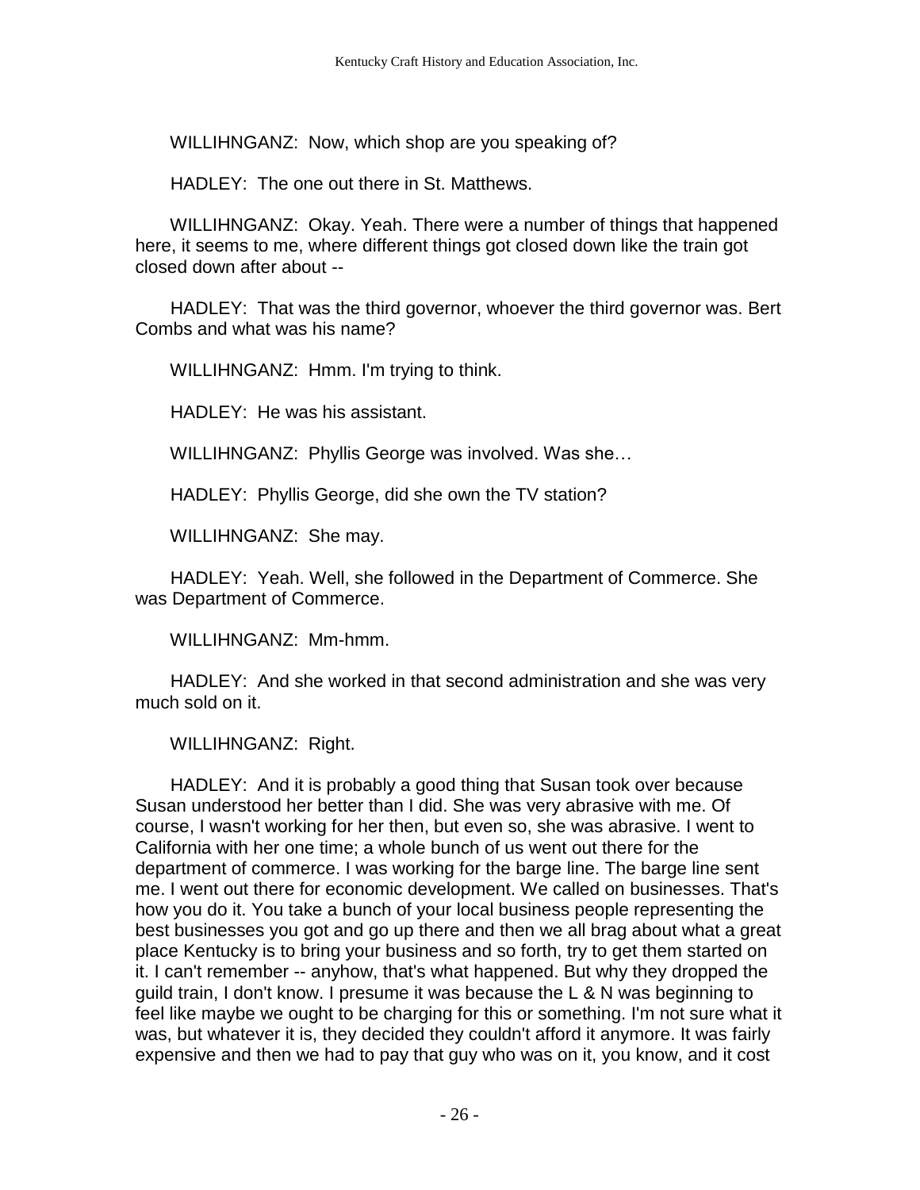WILLIHNGANZ: Now, which shop are you speaking of?

HADLEY: The one out there in St. Matthews.

WILLIHNGANZ: Okay. Yeah. There were a number of things that happened here, it seems to me, where different things got closed down like the train got closed down after about --

HADLEY: That was the third governor, whoever the third governor was. Bert Combs and what was his name?

WILLIHNGANZ: Hmm. I'm trying to think.

HADLEY: He was his assistant.

WILLIHNGANZ: Phyllis George was involved. Was she…

HADLEY: Phyllis George, did she own the TV station?

WILLIHNGANZ: She may.

HADLEY: Yeah. Well, she followed in the Department of Commerce. She was Department of Commerce.

WILLIHNGANZ: Mm-hmm.

HADLEY: And she worked in that second administration and she was very much sold on it.

WILLIHNGANZ: Right.

HADLEY: And it is probably a good thing that Susan took over because Susan understood her better than I did. She was very abrasive with me. Of course, I wasn't working for her then, but even so, she was abrasive. I went to California with her one time; a whole bunch of us went out there for the department of commerce. I was working for the barge line. The barge line sent me. I went out there for economic development. We called on businesses. That's how you do it. You take a bunch of your local business people representing the best businesses you got and go up there and then we all brag about what a great place Kentucky is to bring your business and so forth, try to get them started on it. I can't remember -- anyhow, that's what happened. But why they dropped the guild train, I don't know. I presume it was because the L & N was beginning to feel like maybe we ought to be charging for this or something. I'm not sure what it was, but whatever it is, they decided they couldn't afford it anymore. It was fairly expensive and then we had to pay that guy who was on it, you know, and it cost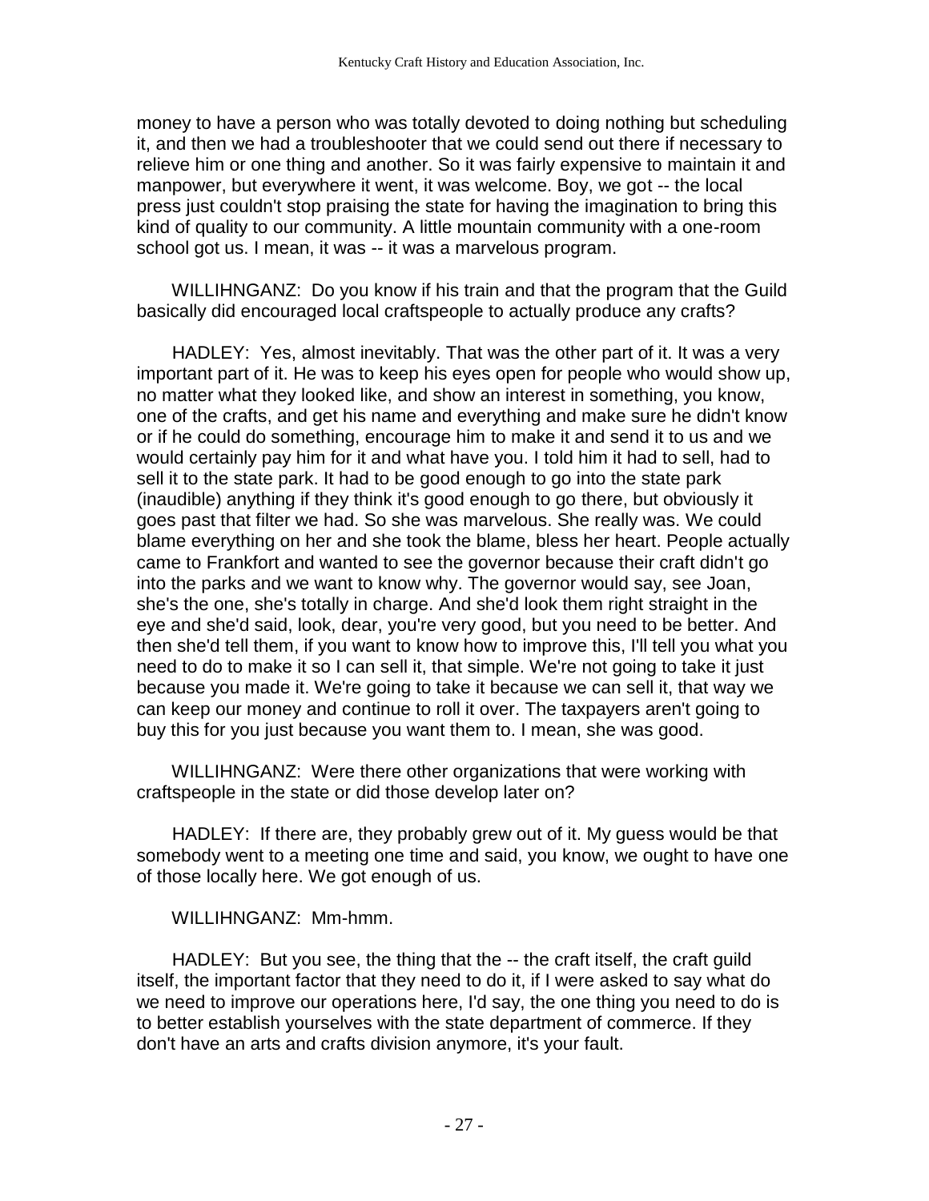money to have a person who was totally devoted to doing nothing but scheduling it, and then we had a troubleshooter that we could send out there if necessary to relieve him or one thing and another. So it was fairly expensive to maintain it and manpower, but everywhere it went, it was welcome. Boy, we got -- the local press just couldn't stop praising the state for having the imagination to bring this kind of quality to our community. A little mountain community with a one-room school got us. I mean, it was -- it was a marvelous program.

WILLIHNGANZ: Do you know if his train and that the program that the Guild basically did encouraged local craftspeople to actually produce any crafts?

HADLEY: Yes, almost inevitably. That was the other part of it. It was a very important part of it. He was to keep his eyes open for people who would show up, no matter what they looked like, and show an interest in something, you know, one of the crafts, and get his name and everything and make sure he didn't know or if he could do something, encourage him to make it and send it to us and we would certainly pay him for it and what have you. I told him it had to sell, had to sell it to the state park. It had to be good enough to go into the state park (inaudible) anything if they think it's good enough to go there, but obviously it goes past that filter we had. So she was marvelous. She really was. We could blame everything on her and she took the blame, bless her heart. People actually came to Frankfort and wanted to see the governor because their craft didn't go into the parks and we want to know why. The governor would say, see Joan, she's the one, she's totally in charge. And she'd look them right straight in the eye and she'd said, look, dear, you're very good, but you need to be better. And then she'd tell them, if you want to know how to improve this, I'll tell you what you need to do to make it so I can sell it, that simple. We're not going to take it just because you made it. We're going to take it because we can sell it, that way we can keep our money and continue to roll it over. The taxpayers aren't going to buy this for you just because you want them to. I mean, she was good.

WILLIHNGANZ: Were there other organizations that were working with craftspeople in the state or did those develop later on?

HADLEY: If there are, they probably grew out of it. My guess would be that somebody went to a meeting one time and said, you know, we ought to have one of those locally here. We got enough of us.

WILLIHNGANZ: Mm-hmm.

HADLEY: But you see, the thing that the -- the craft itself, the craft guild itself, the important factor that they need to do it, if I were asked to say what do we need to improve our operations here, I'd say, the one thing you need to do is to better establish yourselves with the state department of commerce. If they don't have an arts and crafts division anymore, it's your fault.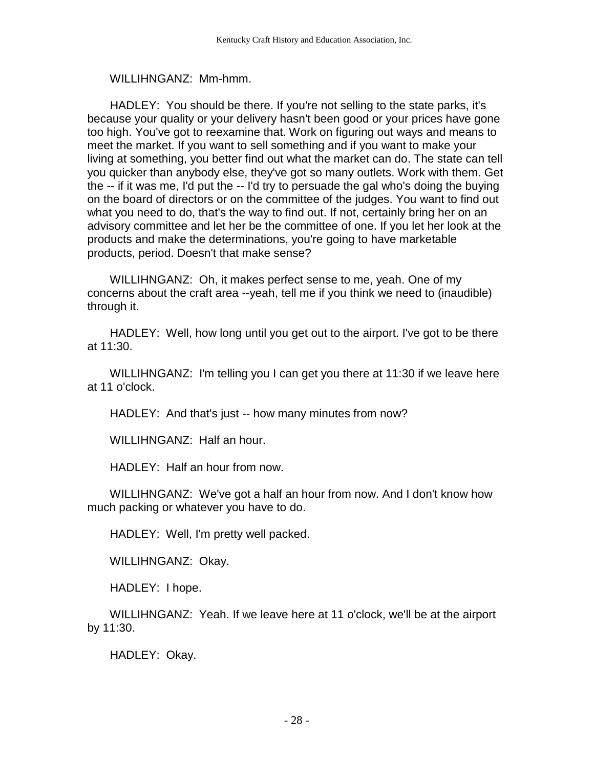WILLIHNGANZ: Mm-hmm.

HADLEY: You should be there. If you're not selling to the state parks, it's because your quality or your delivery hasn't been good or your prices have gone too high. You've got to reexamine that. Work on figuring out ways and means to meet the market. If you want to sell something and if you want to make your living at something, you better find out what the market can do. The state can tell you quicker than anybody else, they've got so many outlets. Work with them. Get the -- if it was me, I'd put the -- I'd try to persuade the gal who's doing the buying on the board of directors or on the committee of the judges. You want to find out what you need to do, that's the way to find out. If not, certainly bring her on an advisory committee and let her be the committee of one. If you let her look at the products and make the determinations, you're going to have marketable products, period. Doesn't that make sense?

WILLIHNGANZ: Oh, it makes perfect sense to me, yeah. One of my concerns about the craft area --yeah, tell me if you think we need to (inaudible) through it.

HADLEY: Well, how long until you get out to the airport. I've got to be there at 11:30.

WILLIHNGANZ: I'm telling you I can get you there at 11:30 if we leave here at 11 o'clock.

HADLEY: And that's just -- how many minutes from now?

WILLIHNGANZ: Half an hour.

HADLEY: Half an hour from now.

WILLIHNGANZ: We've got a half an hour from now. And I don't know how much packing or whatever you have to do.

HADLEY: Well, I'm pretty well packed.

WILLIHNGANZ: Okay.

HADLEY: I hope.

WILLIHNGANZ: Yeah. If we leave here at 11 o'clock, we'll be at the airport by 11:30.

HADLEY: Okay.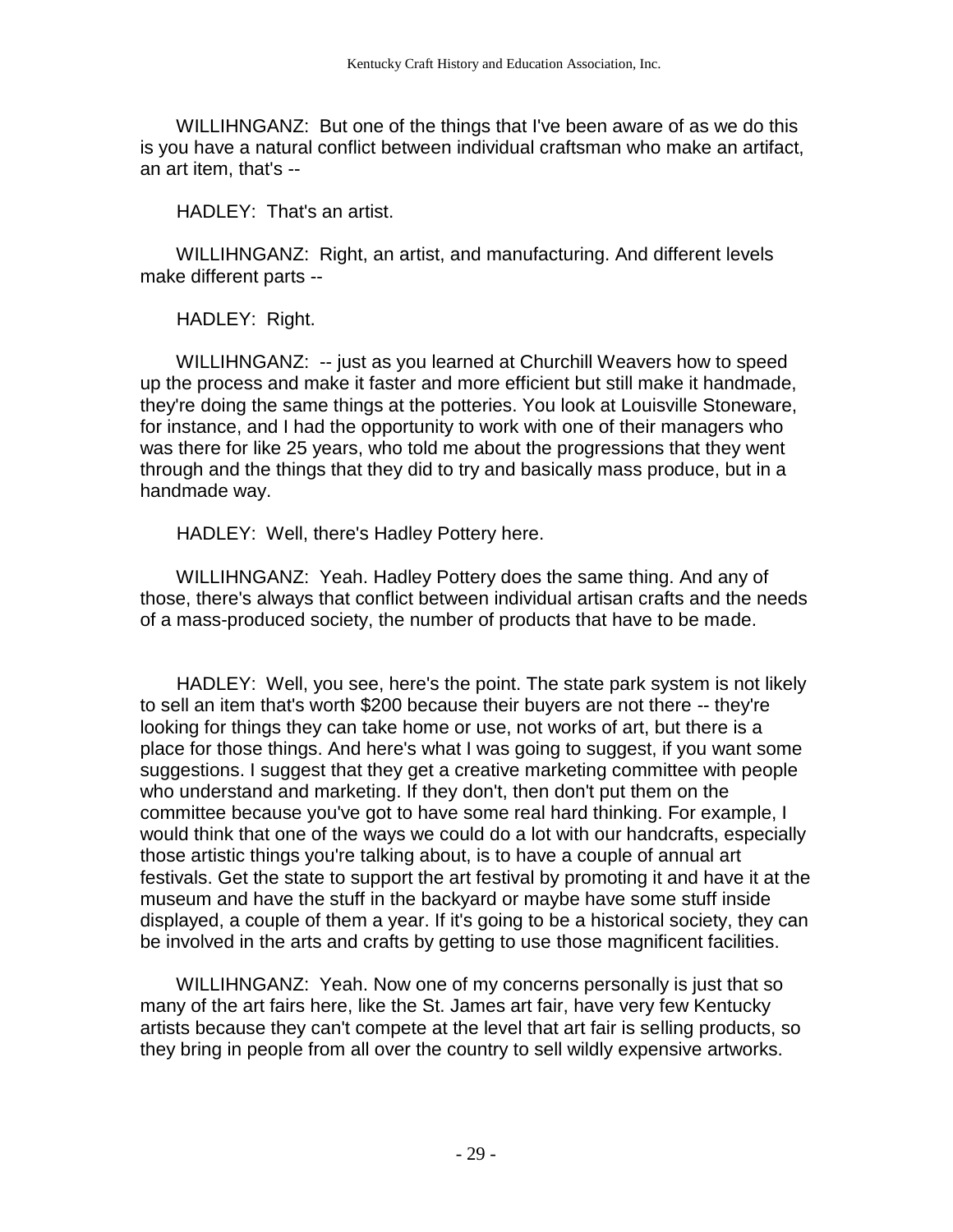WILLIHNGANZ: But one of the things that I've been aware of as we do this is you have a natural conflict between individual craftsman who make an artifact, an art item, that's --

HADLEY: That's an artist.

WILLIHNGANZ: Right, an artist, and manufacturing. And different levels make different parts --

HADLEY: Right.

WILLIHNGANZ: -- just as you learned at Churchill Weavers how to speed up the process and make it faster and more efficient but still make it handmade, they're doing the same things at the potteries. You look at Louisville Stoneware, for instance, and I had the opportunity to work with one of their managers who was there for like 25 years, who told me about the progressions that they went through and the things that they did to try and basically mass produce, but in a handmade way.

HADLEY: Well, there's Hadley Pottery here.

WILLIHNGANZ: Yeah. Hadley Pottery does the same thing. And any of those, there's always that conflict between individual artisan crafts and the needs of a mass-produced society, the number of products that have to be made.

HADLEY: Well, you see, here's the point. The state park system is not likely to sell an item that's worth $200 because their buyers are not there -- they're looking for things they can take home or use, not works of art, but there is a place for those things. And here's what I was going to suggest, if you want some suggestions. I suggest that they get a creative marketing committee with people who understand and marketing. If they don't, then don't put them on the committee because you've got to have some real hard thinking. For example, I would think that one of the ways we could do a lot with our handcrafts, especially those artistic things you're talking about, is to have a couple of annual art festivals. Get the state to support the art festival by promoting it and have it at the museum and have the stuff in the backyard or maybe have some stuff inside displayed, a couple of them a year. If it's going to be a historical society, they can be involved in the arts and crafts by getting to use those magnificent facilities.

WILLIHNGANZ: Yeah. Now one of my concerns personally is just that so many of the art fairs here, like the St. James art fair, have very few Kentucky artists because they can't compete at the level that art fair is selling products, so they bring in people from all over the country to sell wildly expensive artworks.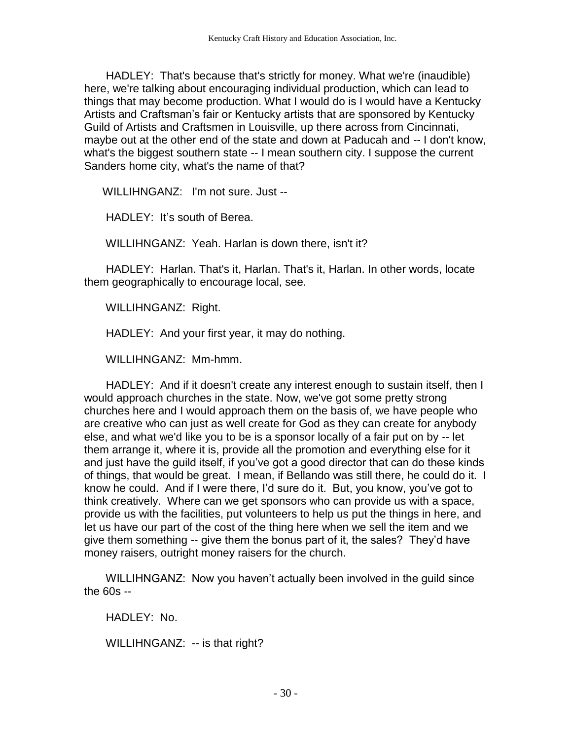HADLEY: That's because that's strictly for money. What we're (inaudible) here, we're talking about encouraging individual production, which can lead to things that may become production. What I would do is I would have a Kentucky Artists and Craftsman's fair or Kentucky artists that are sponsored by Kentucky Guild of Artists and Craftsmen in Louisville, up there across from Cincinnati, maybe out at the other end of the state and down at Paducah and -- I don't know, what's the biggest southern state -- I mean southern city. I suppose the current Sanders home city, what's the name of that?

WILLIHNGANZ: I'm not sure. Just --

HADLEY: It's south of Berea.

WILLIHNGANZ: Yeah. Harlan is down there, isn't it?

HADLEY: Harlan. That's it, Harlan. That's it, Harlan. In other words, locate them geographically to encourage local, see.

WILLIHNGANZ: Right.

HADLEY: And your first year, it may do nothing.

WILLIHNGANZ: Mm-hmm.

HADLEY: And if it doesn't create any interest enough to sustain itself, then I would approach churches in the state. Now, we've got some pretty strong churches here and I would approach them on the basis of, we have people who are creative who can just as well create for God as they can create for anybody else, and what we'd like you to be is a sponsor locally of a fair put on by -- let them arrange it, where it is, provide all the promotion and everything else for it and just have the guild itself, if you've got a good director that can do these kinds of things, that would be great. I mean, if Bellando was still there, he could do it. I know he could. And if I were there, I'd sure do it. But, you know, you've got to think creatively. Where can we get sponsors who can provide us with a space, provide us with the facilities, put volunteers to help us put the things in here, and let us have our part of the cost of the thing here when we sell the item and we give them something -- give them the bonus part of it, the sales? They'd have money raisers, outright money raisers for the church.

WILLIHNGANZ: Now you haven't actually been involved in the guild since the 60s --

HADLEY: No.

WILLIHNGANZ: -- is that right?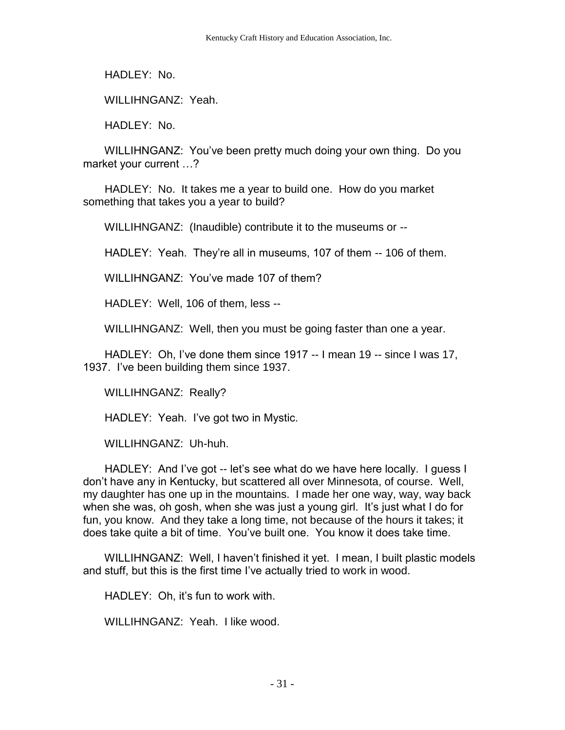HADLEY: No.

WILLIHNGANZ: Yeah.

HADLEY: No.

WILLIHNGANZ: You've been pretty much doing your own thing. Do you market your current …?

HADLEY: No. It takes me a year to build one. How do you market something that takes you a year to build?

WILLIHNGANZ: (Inaudible) contribute it to the museums or --

HADLEY: Yeah. They're all in museums, 107 of them -- 106 of them.

WILLIHNGANZ: You've made 107 of them?

HADLEY: Well, 106 of them, less --

WILLIHNGANZ: Well, then you must be going faster than one a year.

HADLEY: Oh, I've done them since 1917 -- I mean 19 -- since I was 17, 1937. I've been building them since 1937.

WILLIHNGANZ: Really?

HADLEY: Yeah. I've got two in Mystic.

WILLIHNGANZ: Uh-huh.

HADLEY: And I've got -- let's see what do we have here locally. I guess I don't have any in Kentucky, but scattered all over Minnesota, of course. Well, my daughter has one up in the mountains. I made her one way, way, way back when she was, oh gosh, when she was just a young girl. It's just what I do for fun, you know. And they take a long time, not because of the hours it takes; it does take quite a bit of time. You've built one. You know it does take time.

WILLIHNGANZ: Well, I haven't finished it yet. I mean, I built plastic models and stuff, but this is the first time I've actually tried to work in wood.

HADLEY: Oh, it's fun to work with.

WILLIHNGANZ: Yeah. I like wood.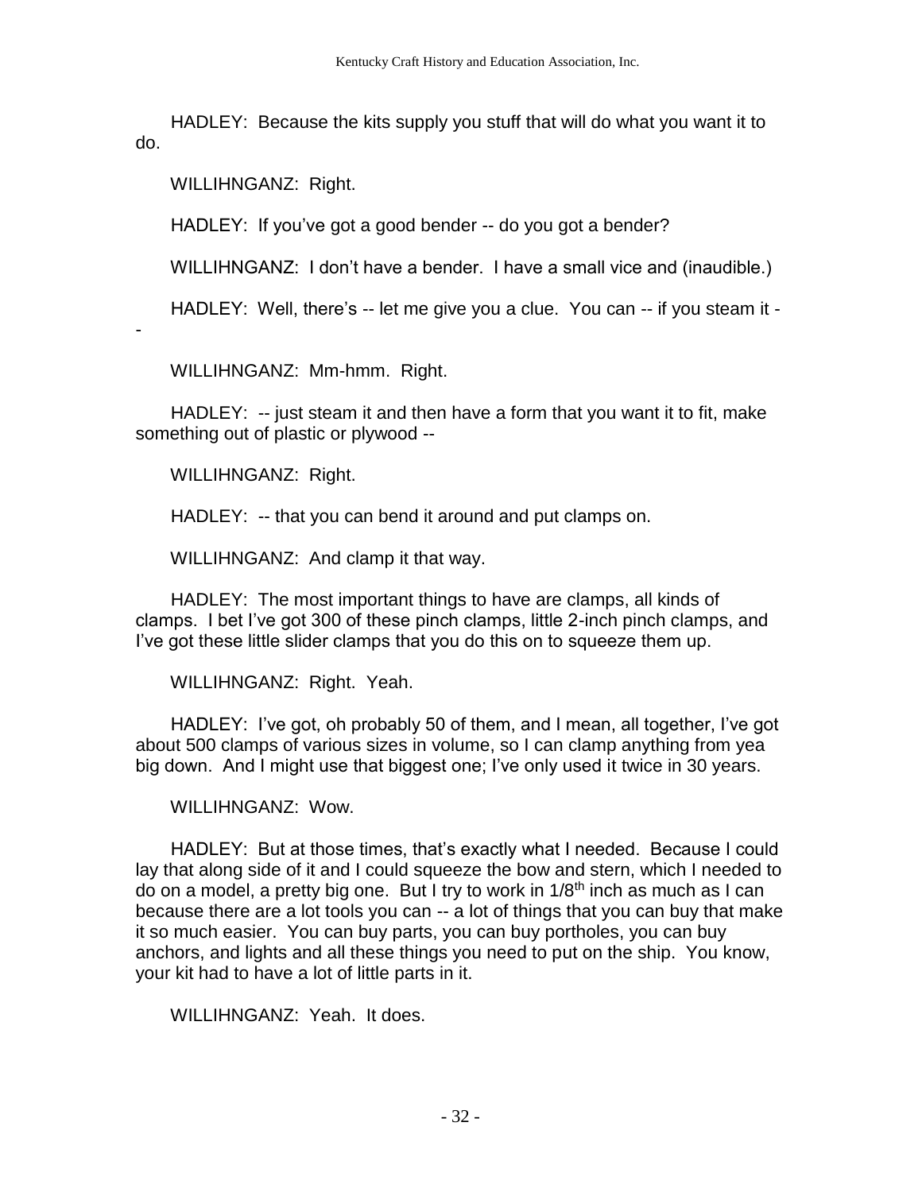HADLEY: Because the kits supply you stuff that will do what you want it to do.

WILLIHNGANZ: Right.

HADLEY: If you've got a good bender -- do you got a bender?

WILLIHNGANZ: I don't have a bender. I have a small vice and (inaudible.)

HADLEY: Well, there's -- let me give you a clue. You can -- if you steam it --

WILLIHNGANZ: Mm-hmm. Right.

HADLEY: -- just steam it and then have a form that you want it to fit, make something out of plastic or plywood --

WILLIHNGANZ: Right.

HADLEY: -- that you can bend it around and put clamps on.

WILLIHNGANZ: And clamp it that way.

HADLEY: The most important things to have are clamps, all kinds of clamps. I bet I've got 300 of these pinch clamps, little 2-inch pinch clamps, and I've got these little slider clamps that you do this on to squeeze them up.

WILLIHNGANZ: Right. Yeah.

HADLEY: I've got, oh probably 50 of them, and I mean, all together, I've got about 500 clamps of various sizes in volume, so I can clamp anything from yea big down. And I might use that biggest one; I've only used it twice in 30 years.

WILLIHNGANZ: Wow.

HADLEY: But at those times, that's exactly what I needed. Because I could lay that along side of it and I could squeeze the bow and stern, which I needed to do on a model, a pretty big one. But I try to work in 1/8th inch as much as I can because there are a lot tools you can -- a lot of things that you can buy that make it so much easier. You can buy parts, you can buy portholes, you can buy anchors, and lights and all these things you need to put on the ship. You know, your kit had to have a lot of little parts in it.

WILLIHNGANZ: Yeah. It does.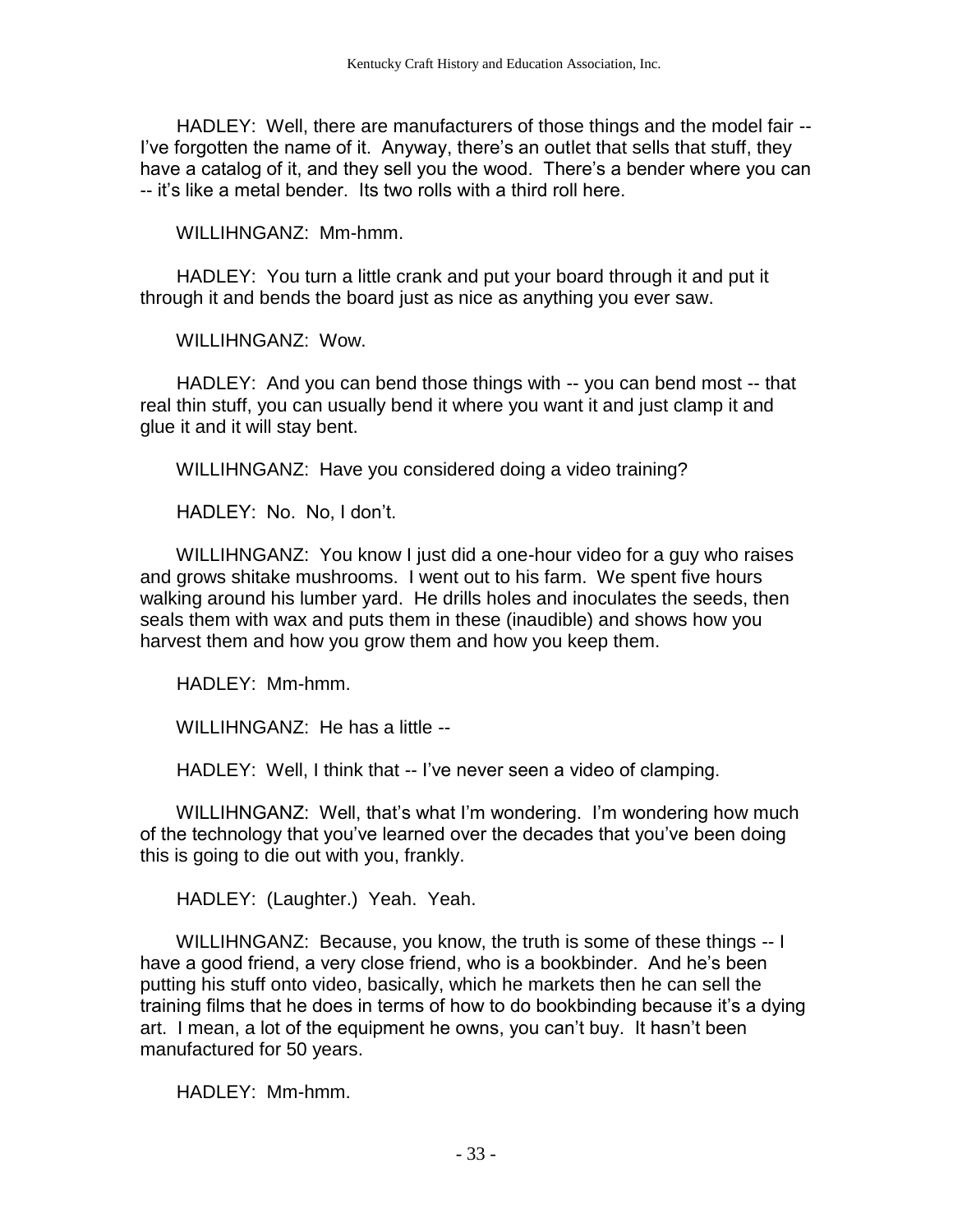HADLEY: Well, there are manufacturers of those things and the model fair -- I've forgotten the name of it. Anyway, there's an outlet that sells that stuff, they have a catalog of it, and they sell you the wood. There's a bender where you can -- it's like a metal bender. Its two rolls with a third roll here.

WILLIHNGANZ: Mm-hmm.

HADLEY: You turn a little crank and put your board through it and put it through it and bends the board just as nice as anything you ever saw.

WILLIHNGANZ: Wow.

HADLEY: And you can bend those things with -- you can bend most -- that real thin stuff, you can usually bend it where you want it and just clamp it and glue it and it will stay bent.

WILLIHNGANZ: Have you considered doing a video training?

HADLEY: No. No, I don't.

WILLIHNGANZ: You know I just did a one-hour video for a guy who raises and grows shitake mushrooms. I went out to his farm. We spent five hours walking around his lumber yard. He drills holes and inoculates the seeds, then seals them with wax and puts them in these (inaudible) and shows how you harvest them and how you grow them and how you keep them.

HADLEY: Mm-hmm.

WILLIHNGANZ: He has a little --

HADLEY: Well, I think that -- I've never seen a video of clamping.

WILLIHNGANZ: Well, that's what I'm wondering. I'm wondering how much of the technology that you've learned over the decades that you've been doing this is going to die out with you, frankly.

HADLEY: (Laughter.) Yeah. Yeah.

WILLIHNGANZ: Because, you know, the truth is some of these things -- I have a good friend, a very close friend, who is a bookbinder. And he's been putting his stuff onto video, basically, which he markets then he can sell the training films that he does in terms of how to do bookbinding because it's a dying art. I mean, a lot of the equipment he owns, you can't buy. It hasn't been manufactured for 50 years.

HADLEY: Mm-hmm.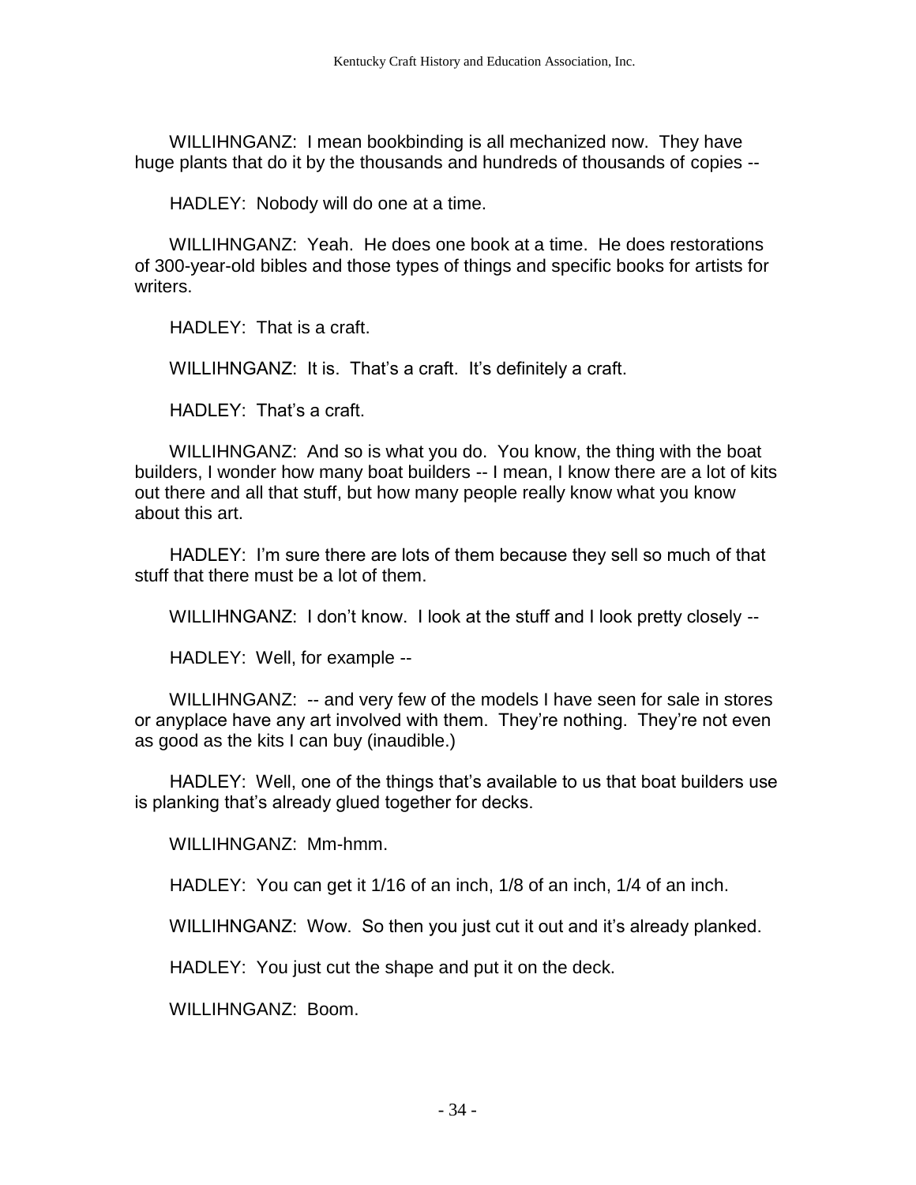WILLIHNGANZ: I mean bookbinding is all mechanized now. They have huge plants that do it by the thousands and hundreds of thousands of copies --

HADLEY: Nobody will do one at a time.

WILLIHNGANZ: Yeah. He does one book at a time. He does restorations of 300-year-old bibles and those types of things and specific books for artists for writers.

HADLEY: That is a craft.

WILLIHNGANZ: It is. That's a craft. It's definitely a craft.

HADLEY: That's a craft.

WILLIHNGANZ: And so is what you do. You know, the thing with the boat builders, I wonder how many boat builders -- I mean, I know there are a lot of kits out there and all that stuff, but how many people really know what you know about this art.

HADLEY: I'm sure there are lots of them because they sell so much of that stuff that there must be a lot of them.

WILLIHNGANZ: I don't know. I look at the stuff and I look pretty closely --

HADLEY: Well, for example --

WILLIHNGANZ: -- and very few of the models I have seen for sale in stores or anyplace have any art involved with them. They're nothing. They're not even as good as the kits I can buy (inaudible.)

HADLEY: Well, one of the things that's available to us that boat builders use is planking that's already glued together for decks.

WILLIHNGANZ: Mm-hmm.

HADLEY: You can get it 1/16 of an inch, 1/8 of an inch, 1/4 of an inch.

WILLIHNGANZ: Wow. So then you just cut it out and it's already planked.

HADLEY: You just cut the shape and put it on the deck.

WILLIHNGANZ: Boom.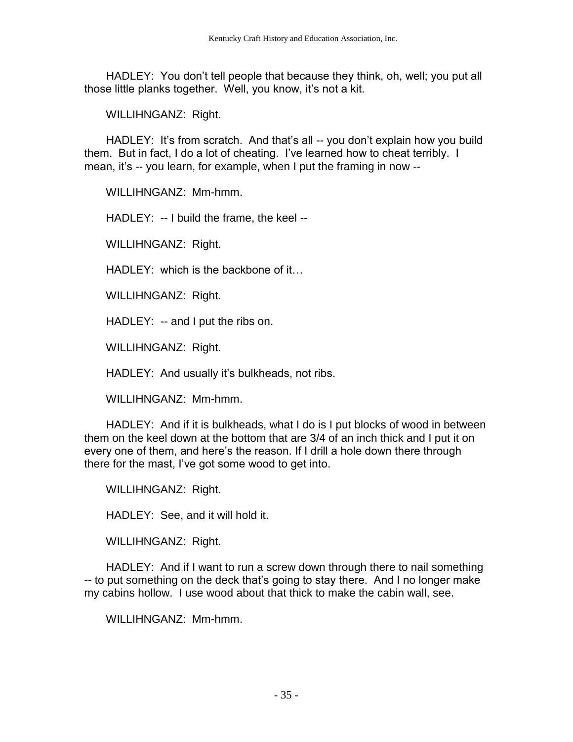HADLEY: You don't tell people that because they think, oh, well; you put all those little planks together. Well, you know, it's not a kit.

WILLIHNGANZ: Right.

HADLEY: It's from scratch. And that's all -- you don't explain how you build them. But in fact, I do a lot of cheating. I've learned how to cheat terribly. I mean, it's -- you learn, for example, when I put the framing in now --

WILLIHNGANZ: Mm-hmm.

HADLEY: -- I build the frame, the keel --

WILLIHNGANZ: Right.

HADLEY: which is the backbone of it…

WILLIHNGANZ: Right.

HADLEY: -- and I put the ribs on.

WILLIHNGANZ: Right.

HADLEY: And usually it's bulkheads, not ribs.

WILLIHNGANZ: Mm-hmm.

HADLEY: And if it is bulkheads, what I do is I put blocks of wood in between them on the keel down at the bottom that are 3/4 of an inch thick and I put it on every one of them, and here's the reason. If I drill a hole down there through there for the mast, I've got some wood to get into.

WILLIHNGANZ: Right.

HADLEY: See, and it will hold it.

WILLIHNGANZ: Right.

HADLEY: And if I want to run a screw down through there to nail something -- to put something on the deck that's going to stay there. And I no longer make my cabins hollow. I use wood about that thick to make the cabin wall, see.

WILLIHNGANZ: Mm-hmm.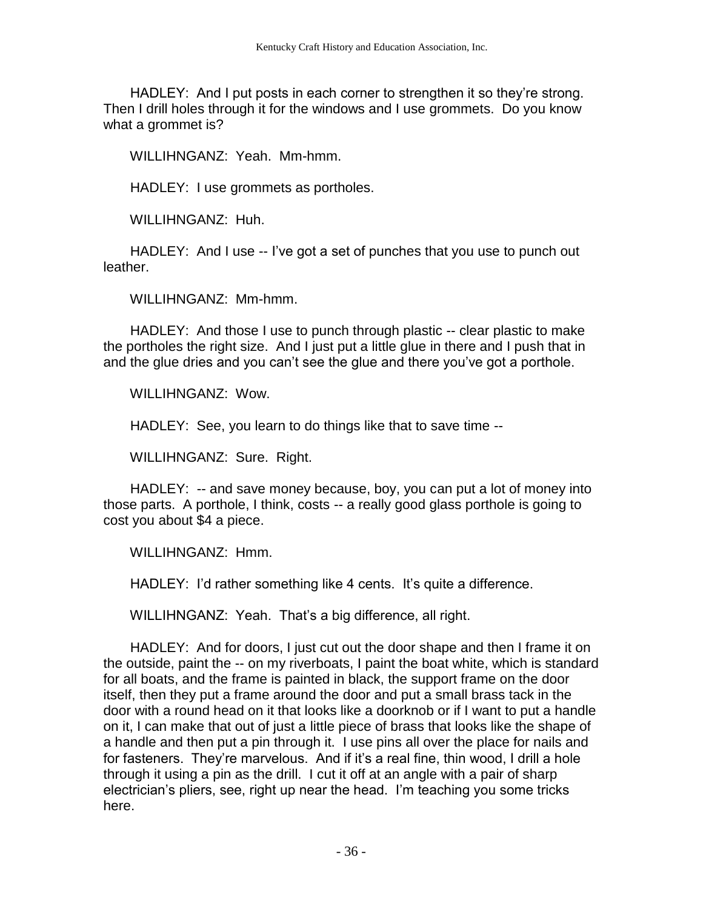HADLEY: And I put posts in each corner to strengthen it so they're strong. Then I drill holes through it for the windows and I use grommets. Do you know what a grommet is?

WILLIHNGANZ: Yeah. Mm-hmm.

HADLEY: I use grommets as portholes.

WILLIHNGANZ: Huh.

HADLEY: And I use -- I've got a set of punches that you use to punch out leather.

WILLIHNGANZ: Mm-hmm.

HADLEY: And those I use to punch through plastic -- clear plastic to make the portholes the right size. And I just put a little glue in there and I push that in and the glue dries and you can't see the glue and there you've got a porthole.

WILLIHNGANZ: Wow.

HADLEY: See, you learn to do things like that to save time --

WILLIHNGANZ: Sure. Right.

HADLEY: -- and save money because, boy, you can put a lot of money into those parts. A porthole, I think, costs -- a really good glass porthole is going to cost you about $4 a piece.

WILLIHNGANZ: Hmm.

HADLEY: I'd rather something like 4 cents. It's quite a difference.

WILLIHNGANZ: Yeah. That's a big difference, all right.

HADLEY: And for doors, I just cut out the door shape and then I frame it on the outside, paint the -- on my riverboats, I paint the boat white, which is standard for all boats, and the frame is painted in black, the support frame on the door itself, then they put a frame around the door and put a small brass tack in the door with a round head on it that looks like a doorknob or if I want to put a handle on it, I can make that out of just a little piece of brass that looks like the shape of a handle and then put a pin through it. I use pins all over the place for nails and for fasteners. They're marvelous. And if it's a real fine, thin wood, I drill a hole through it using a pin as the drill. I cut it off at an angle with a pair of sharp electrician's pliers, see, right up near the head. I'm teaching you some tricks here.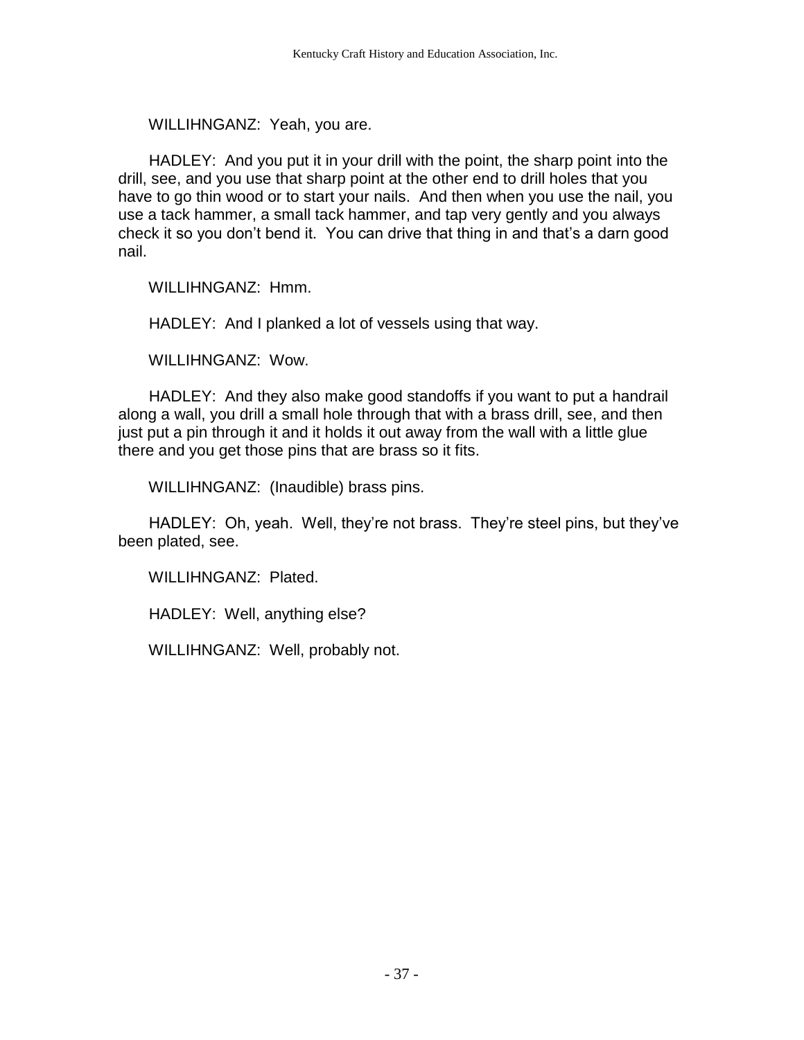WILLIHNGANZ: Yeah, you are.

HADLEY: And you put it in your drill with the point, the sharp point into the drill, see, and you use that sharp point at the other end to drill holes that you have to go thin wood or to start your nails. And then when you use the nail, you use a tack hammer, a small tack hammer, and tap very gently and you always check it so you don't bend it. You can drive that thing in and that's a darn good nail.

WILLIHNGANZ: Hmm.

HADLEY: And I planked a lot of vessels using that way.

WILLIHNGANZ: Wow.

HADLEY: And they also make good standoffs if you want to put a handrail along a wall, you drill a small hole through that with a brass drill, see, and then just put a pin through it and it holds it out away from the wall with a little glue there and you get those pins that are brass so it fits.

WILLIHNGANZ: (Inaudible) brass pins.

HADLEY: Oh, yeah. Well, they're not brass. They're steel pins, but they've been plated, see.

WILLIHNGANZ: Plated.

HADLEY: Well, anything else?

WILLIHNGANZ: Well, probably not.